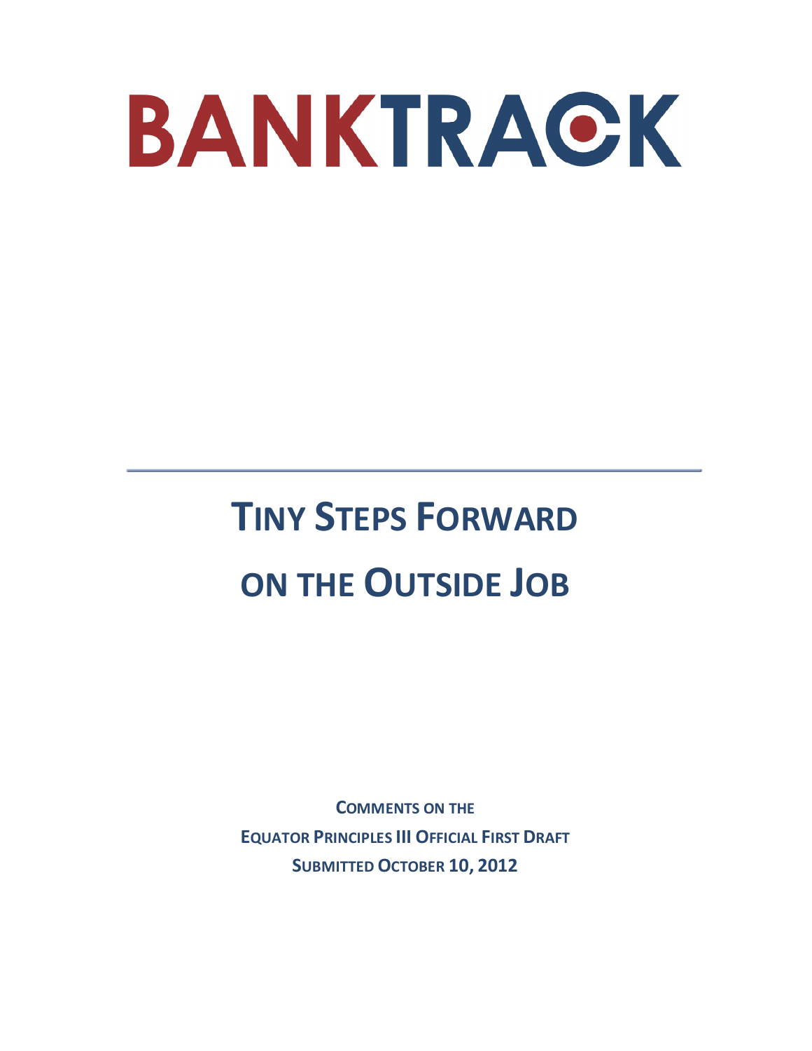# BANKTRACK

---

# TINY STEPS FORWARD ON THE OUTSIDE JOB

**COMMENTS ON THE**
**EQUATOR PRINCIPLES III OFFICIAL FIRST DRAFT**
**SUBMITTED OCTOBER 10, 2012**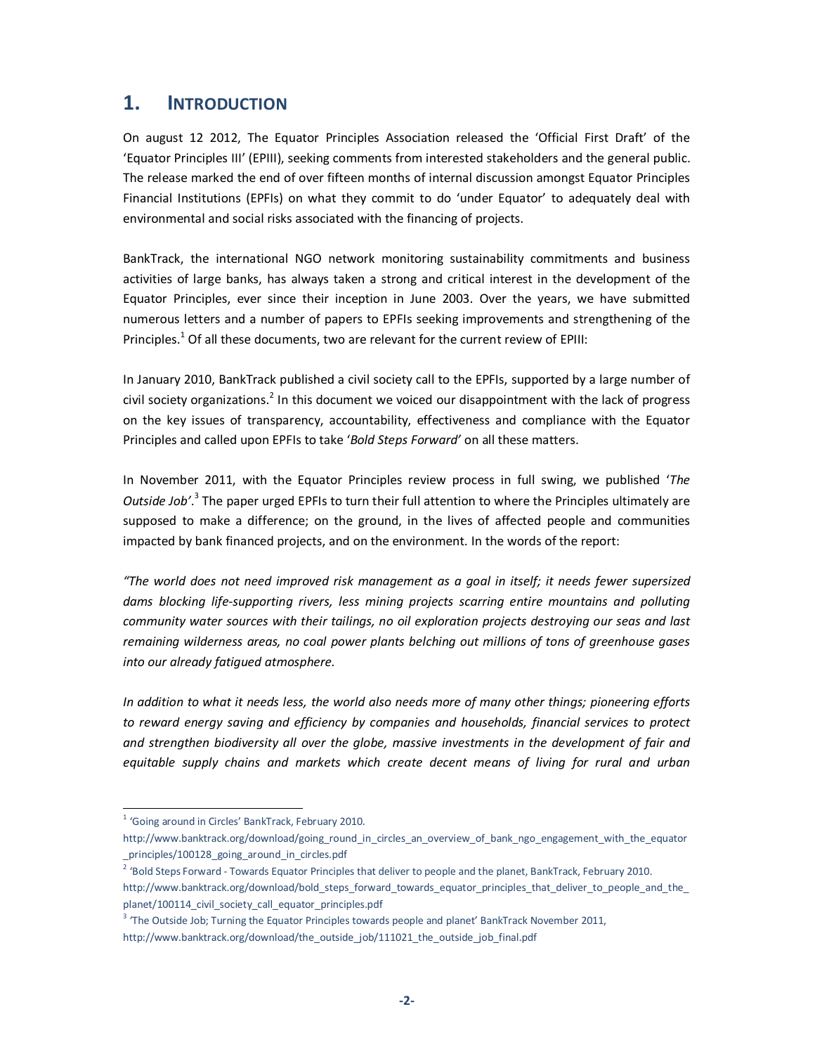# 1. INTRODUCTION

On august 12 2012, The Equator Principles Association released the 'Official First Draft' of the 'Equator Principles III' (EPIII), seeking comments from interested stakeholders and the general public. The release marked the end of over fifteen months of internal discussion amongst Equator Principles Financial Institutions (EPFIs) on what they commit to do 'under Equator' to adequately deal with environmental and social risks associated with the financing of projects.

BankTrack, the international NGO network monitoring sustainability commitments and business activities of large banks, has always taken a strong and critical interest in the development of the Equator Principles, ever since their inception in June 2003. Over the years, we have submitted numerous letters and a number of papers to EPFIs seeking improvements and strengthening of the Principles.[1] Of all these documents, two are relevant for the current review of EPIII:

In January 2010, BankTrack published a civil society call to the EPFIs, supported by a large number of civil society organizations.[2] In this document we voiced our disappointment with the lack of progress on the key issues of transparency, accountability, effectiveness and compliance with the Equator Principles and called upon EPFIs to take '*Bold Steps Forward*' on all these matters.

In November 2011, with the Equator Principles review process in full swing, we published '*The Outside Job*'.[3] The paper urged EPFIs to turn their full attention to where the Principles ultimately are supposed to make a difference; on the ground, in the lives of affected people and communities impacted by bank financed projects, and on the environment. In the words of the report:

*"The world does not need improved risk management as a goal in itself; it needs fewer supersized dams blocking life-supporting rivers, less mining projects scarring entire mountains and polluting community water sources with their tailings, no oil exploration projects destroying our seas and last remaining wilderness areas, no coal power plants belching out millions of tons of greenhouse gases into our already fatigued atmosphere.*

*In addition to what it needs less, the world also needs more of many other things; pioneering efforts to reward energy saving and efficiency by companies and households, financial services to protect and strengthen biodiversity all over the globe, massive investments in the development of fair and equitable supply chains and markets which create decent means of living for rural and urban*

---

[1] 'Going around in Circles' BankTrack, February 2010. http://www.banktrack.org/download/going_round_in_circles_an_overview_of_bank_ngo_engagement_with_the_equator_principles/100128_going_around_in_circles.pdf

[2] 'Bold Steps Forward - Towards Equator Principles that deliver to people and the planet, BankTrack, February 2010. http://www.banktrack.org/download/bold_steps_forward_towards_equator_principles_that_deliver_to_people_and_the_planet/100114_civil_society_call_equator_principles.pdf

[3] 'The Outside Job; Turning the Equator Principles towards people and planet' BankTrack November 2011, http://www.banktrack.org/download/the_outside_job/111021_the_outside_job_final.pdf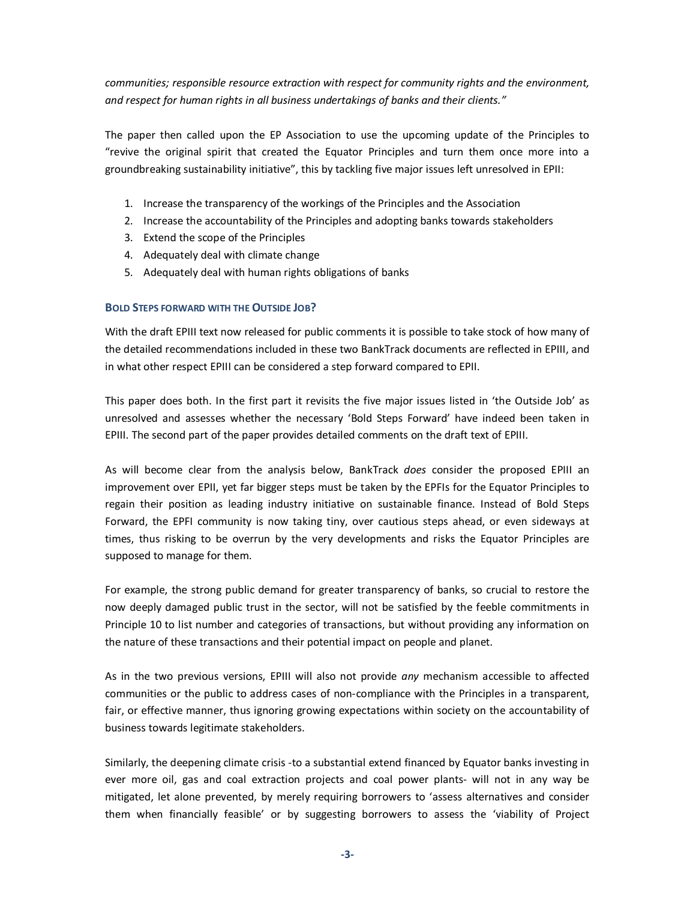*communities; responsible resource extraction with respect for community rights and the environment, and respect for human rights in all business undertakings of banks and their clients."*

The paper then called upon the EP Association to use the upcoming update of the Principles to "revive the original spirit that created the Equator Principles and turn them once more into a groundbreaking sustainability initiative", this by tackling five major issues left unresolved in EPII:

1. Increase the transparency of the workings of the Principles and the Association
2. Increase the accountability of the Principles and adopting banks towards stakeholders
3. Extend the scope of the Principles
4. Adequately deal with climate change
5. Adequately deal with human rights obligations of banks

### Bold Steps forward with the Outside Job?

With the draft EPIII text now released for public comments it is possible to take stock of how many of the detailed recommendations included in these two BankTrack documents are reflected in EPIII, and in what other respect EPIII can be considered a step forward compared to EPII.

This paper does both. In the first part it revisits the five major issues listed in 'the Outside Job' as unresolved and assesses whether the necessary 'Bold Steps Forward' have indeed been taken in EPIII. The second part of the paper provides detailed comments on the draft text of EPIII.

As will become clear from the analysis below, BankTrack *does* consider the proposed EPIII an improvement over EPII, yet far bigger steps must be taken by the EPFIs for the Equator Principles to regain their position as leading industry initiative on sustainable finance. Instead of Bold Steps Forward, the EPFI community is now taking tiny, over cautious steps ahead, or even sideways at times, thus risking to be overrun by the very developments and risks the Equator Principles are supposed to manage for them.

For example, the strong public demand for greater transparency of banks, so crucial to restore the now deeply damaged public trust in the sector, will not be satisfied by the feeble commitments in Principle 10 to list number and categories of transactions, but without providing any information on the nature of these transactions and their potential impact on people and planet.

As in the two previous versions, EPIII will also not provide *any* mechanism accessible to affected communities or the public to address cases of non-compliance with the Principles in a transparent, fair, or effective manner, thus ignoring growing expectations within society on the accountability of business towards legitimate stakeholders.

Similarly, the deepening climate crisis -to a substantial extend financed by Equator banks investing in ever more oil, gas and coal extraction projects and coal power plants- will not in any way be mitigated, let alone prevented, by merely requiring borrowers to 'assess alternatives and consider them when financially feasible' or by suggesting borrowers to assess the 'viability of Project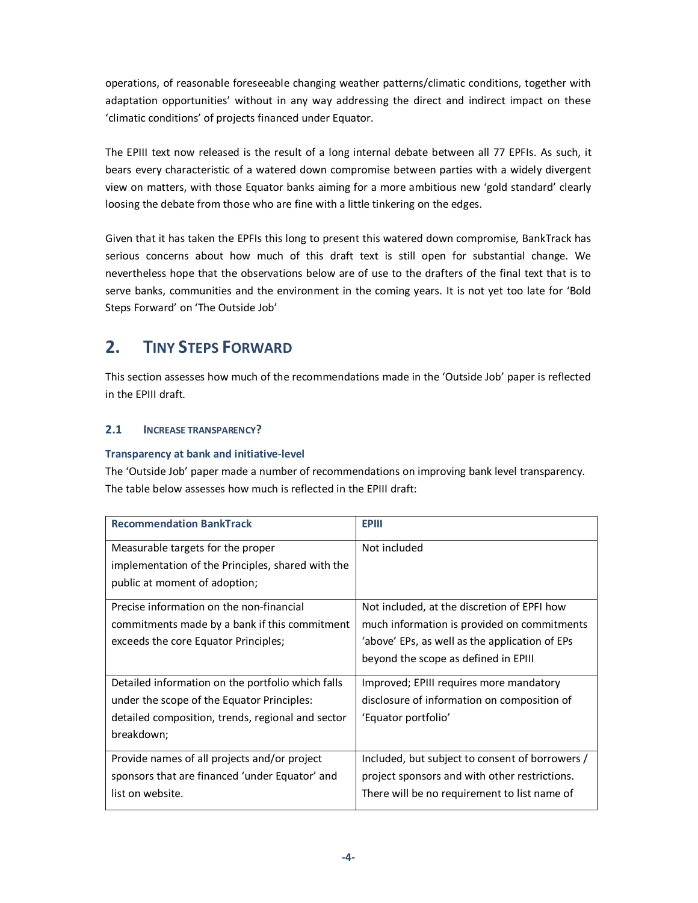operations, of reasonable foreseeable changing weather patterns/climatic conditions, together with adaptation opportunities' without in any way addressing the direct and indirect impact on these 'climatic conditions' of projects financed under Equator.

The EPIII text now released is the result of a long internal debate between all 77 EPFIs. As such, it bears every characteristic of a watered down compromise between parties with a widely divergent view on matters, with those Equator banks aiming for a more ambitious new 'gold standard' clearly loosing the debate from those who are fine with a little tinkering on the edges.

Given that it has taken the EPFIs this long to present this watered down compromise, BankTrack has serious concerns about how much of this draft text is still open for substantial change. We nevertheless hope that the observations below are of use to the drafters of the final text that is to serve banks, communities and the environment in the coming years. It is not yet too late for 'Bold Steps Forward' on 'The Outside Job'

## 2. Tiny Steps Forward

This section assesses how much of the recommendations made in the 'Outside Job' paper is reflected in the EPIII draft.

### 2.1 Increase transparency?

**Transparency at bank and initiative-level**

The 'Outside Job' paper made a number of recommendations on improving bank level transparency. The table below assesses how much is reflected in the EPIII draft:

| Recommendation BankTrack | EPIII |
|---|---|
| Measurable targets for the proper implementation of the Principles, shared with the public at moment of adoption; | Not included |
| Precise information on the non-financial commitments made by a bank if this commitment exceeds the core Equator Principles; | Not included, at the discretion of EPFI how much information is provided on commitments 'above' EPs, as well as the application of EPs beyond the scope as defined in EPIII |
| Detailed information on the portfolio which falls under the scope of the Equator Principles: detailed composition, trends, regional and sector breakdown; | Improved; EPIII requires more mandatory disclosure of information on composition of 'Equator portfolio' |
| Provide names of all projects and/or project sponsors that are financed 'under Equator' and list on website. | Included, but subject to consent of borrowers / project sponsors and with other restrictions. There will be no requirement to list name of |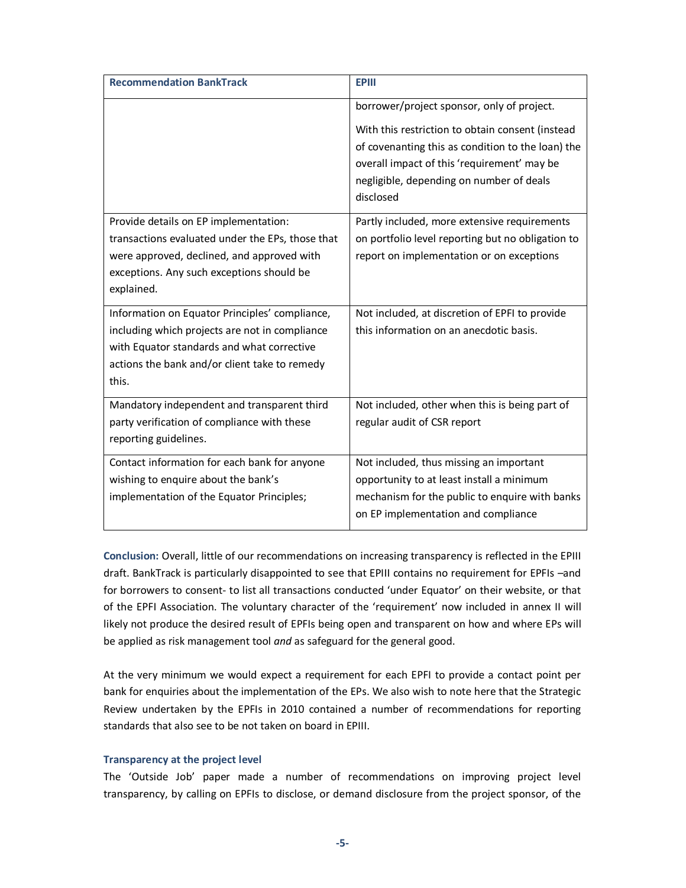| Recommendation BankTrack | EPIII |
|---|---|
| | borrower/project sponsor, only of project.<br><br>With this restriction to obtain consent (instead of covenanting this as condition to the loan) the overall impact of this 'requirement' may be negligible, depending on number of deals disclosed |
| Provide details on EP implementation: transactions evaluated under the EPs, those that were approved, declined, and approved with exceptions. Any such exceptions should be explained. | Partly included, more extensive requirements on portfolio level reporting but no obligation to report on implementation or on exceptions |
| Information on Equator Principles' compliance, including which projects are not in compliance with Equator standards and what corrective actions the bank and/or client take to remedy this. | Not included, at discretion of EPFI to provide this information on an anecdotic basis. |
| Mandatory independent and transparent third party verification of compliance with these reporting guidelines. | Not included, other when this is being part of regular audit of CSR report |
| Contact information for each bank for anyone wishing to enquire about the bank's implementation of the Equator Principles; | Not included, thus missing an important opportunity to at least install a minimum mechanism for the public to enquire with banks on EP implementation and compliance |

**Conclusion:** Overall, little of our recommendations on increasing transparency is reflected in the EPIII draft. BankTrack is particularly disappointed to see that EPIII contains no requirement for EPFIs –and for borrowers to consent- to list all transactions conducted 'under Equator' on their website, or that of the EPFI Association. The voluntary character of the 'requirement' now included in annex II will likely not produce the desired result of EPFIs being open and transparent on how and where EPs will be applied as risk management tool *and* as safeguard for the general good.

At the very minimum we would expect a requirement for each EPFI to provide a contact point per bank for enquiries about the implementation of the EPs. We also wish to note here that the Strategic Review undertaken by the EPFIs in 2010 contained a number of recommendations for reporting standards that also see to be not taken on board in EPIII.

### Transparency at the project level

The 'Outside Job' paper made a number of recommendations on improving project level transparency, by calling on EPFIs to disclose, or demand disclosure from the project sponsor, of the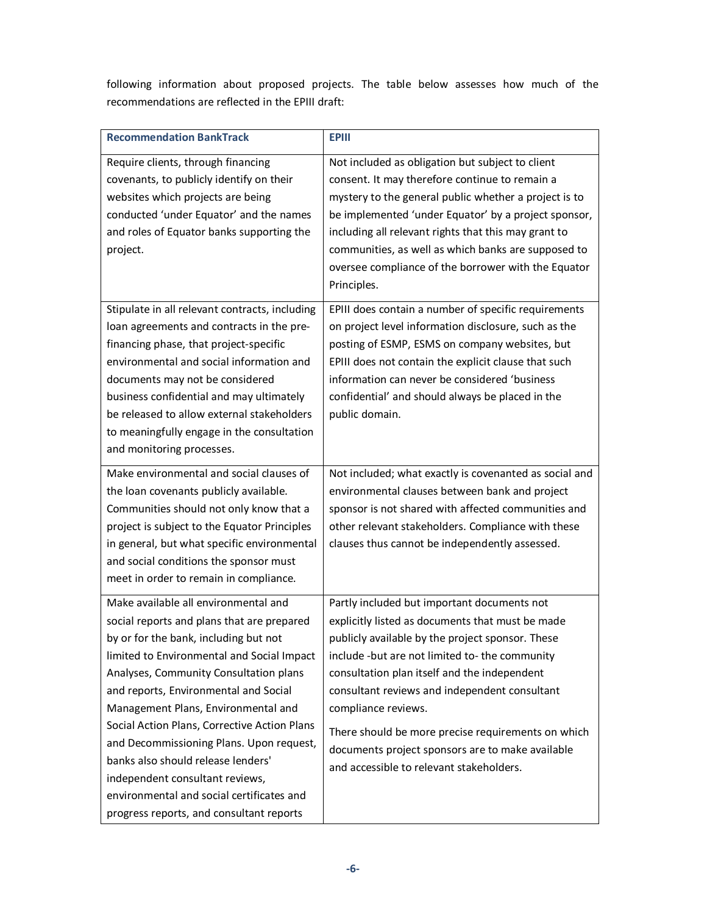following information about proposed projects. The table below assesses how much of the recommendations are reflected in the EPIII draft:

| **Recommendation BankTrack** | **EPIII** |
|---|---|
| Require clients, through financing covenants, to publicly identify on their websites which projects are being conducted 'under Equator' and the names and roles of Equator banks supporting the project. | Not included as obligation but subject to client consent. It may therefore continue to remain a mystery to the general public whether a project is to be implemented 'under Equator' by a project sponsor, including all relevant rights that this may grant to communities, as well as which banks are supposed to oversee compliance of the borrower with the Equator Principles. |
| Stipulate in all relevant contracts, including loan agreements and contracts in the pre-financing phase, that project-specific environmental and social information and documents may not be considered business confidential and may ultimately be released to allow external stakeholders to meaningfully engage in the consultation and monitoring processes. | EPIII does contain a number of specific requirements on project level information disclosure, such as the posting of ESMP, ESMS on company websites, but EPIII does not contain the explicit clause that such information can never be considered 'business confidential' and should always be placed in the public domain. |
| Make environmental and social clauses of the loan covenants publicly available. Communities should not only know that a project is subject to the Equator Principles in general, but what specific environmental and social conditions the sponsor must meet in order to remain in compliance. | Not included; what exactly is covenanted as social and environmental clauses between bank and project sponsor is not shared with affected communities and other relevant stakeholders. Compliance with these clauses thus cannot be independently assessed. |
| Make available all environmental and social reports and plans that are prepared by or for the bank, including but not limited to Environmental and Social Impact Analyses, Community Consultation plans and reports, Environmental and Social Management Plans, Environmental and Social Action Plans, Corrective Action Plans and Decommissioning Plans. Upon request, banks also should release lenders' independent consultant reviews, environmental and social certificates and progress reports, and consultant reports | Partly included but important documents not explicitly listed as documents that must be made publicly available by the project sponsor. These include -but are not limited to- the community consultation plan itself and the independent consultant reviews and independent consultant compliance reviews.<br><br>There should be more precise requirements on which documents project sponsors are to make available and accessible to relevant stakeholders. |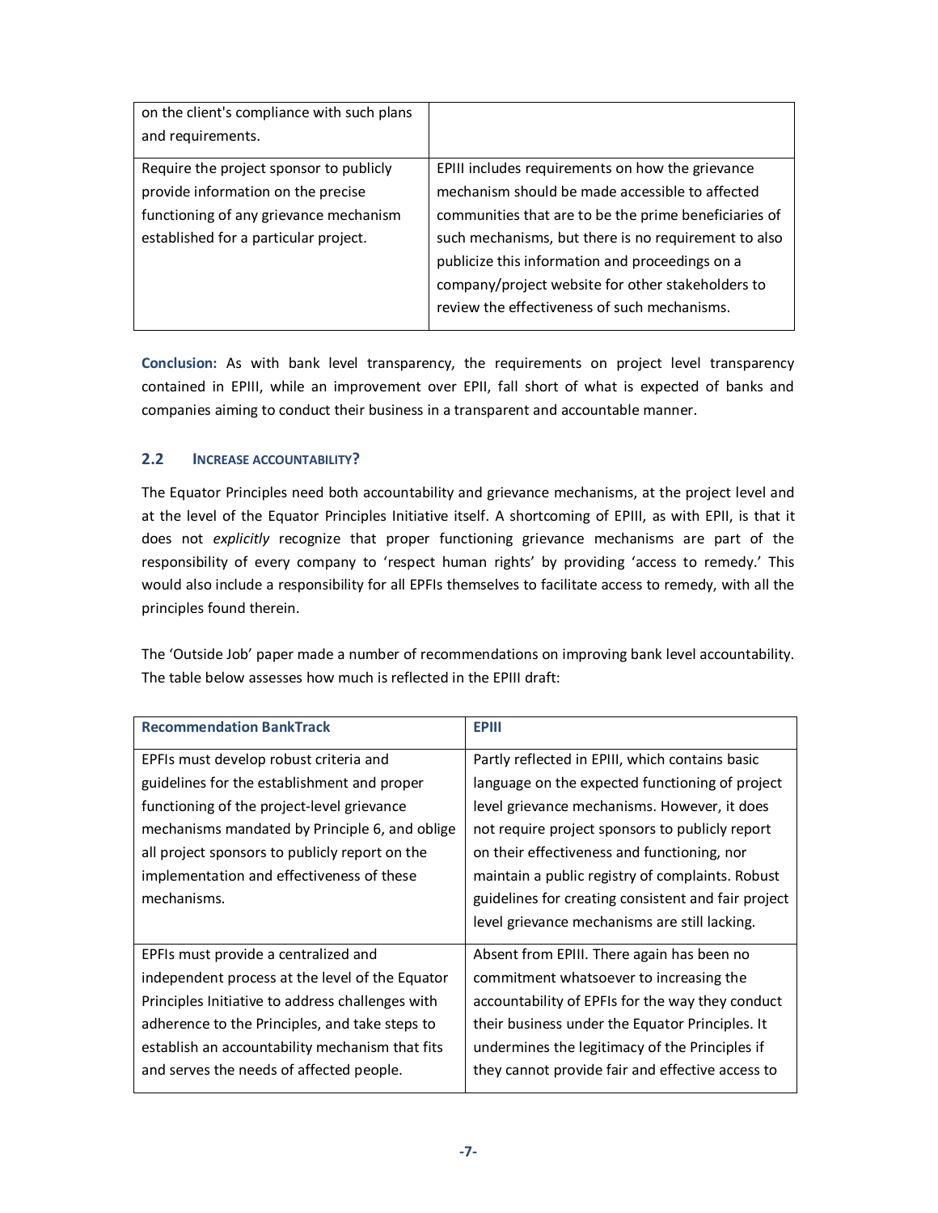| | |
|---|---|
| on the client's compliance with such plans and requirements. | |
| Require the project sponsor to publicly provide information on the precise functioning of any grievance mechanism established for a particular project. | EPIII includes requirements on how the grievance mechanism should be made accessible to affected communities that are to be the prime beneficiaries of such mechanisms, but there is no requirement to also publicize this information and proceedings on a company/project website for other stakeholders to review the effectiveness of such mechanisms. |

**Conclusion:** As with bank level transparency, the requirements on project level transparency contained in EPIII, while an improvement over EPII, fall short of what is expected of banks and companies aiming to conduct their business in a transparent and accountable manner.

### 2.2 Increase accountability?

The Equator Principles need both accountability and grievance mechanisms, at the project level and at the level of the Equator Principles Initiative itself. A shortcoming of EPIII, as with EPII, is that it does not *explicitly* recognize that proper functioning grievance mechanisms are part of the responsibility of every company to 'respect human rights' by providing 'access to remedy.' This would also include a responsibility for all EPFIs themselves to facilitate access to remedy, with all the principles found therein.

The 'Outside Job' paper made a number of recommendations on improving bank level accountability. The table below assesses how much is reflected in the EPIII draft:

| Recommendation BankTrack | EPIII |
|---|---|
| EPFIs must develop robust criteria and guidelines for the establishment and proper functioning of the project-level grievance mechanisms mandated by Principle 6, and oblige all project sponsors to publicly report on the implementation and effectiveness of these mechanisms. | Partly reflected in EPIII, which contains basic language on the expected functioning of project level grievance mechanisms. However, it does not require project sponsors to publicly report on their effectiveness and functioning, nor maintain a public registry of complaints. Robust guidelines for creating consistent and fair project level grievance mechanisms are still lacking. |
| EPFIs must provide a centralized and independent process at the level of the Equator Principles Initiative to address challenges with adherence to the Principles, and take steps to establish an accountability mechanism that fits and serves the needs of affected people. | Absent from EPIII. There again has been no commitment whatsoever to increasing the accountability of EPFIs for the way they conduct their business under the Equator Principles. It undermines the legitimacy of the Principles if they cannot provide fair and effective access to |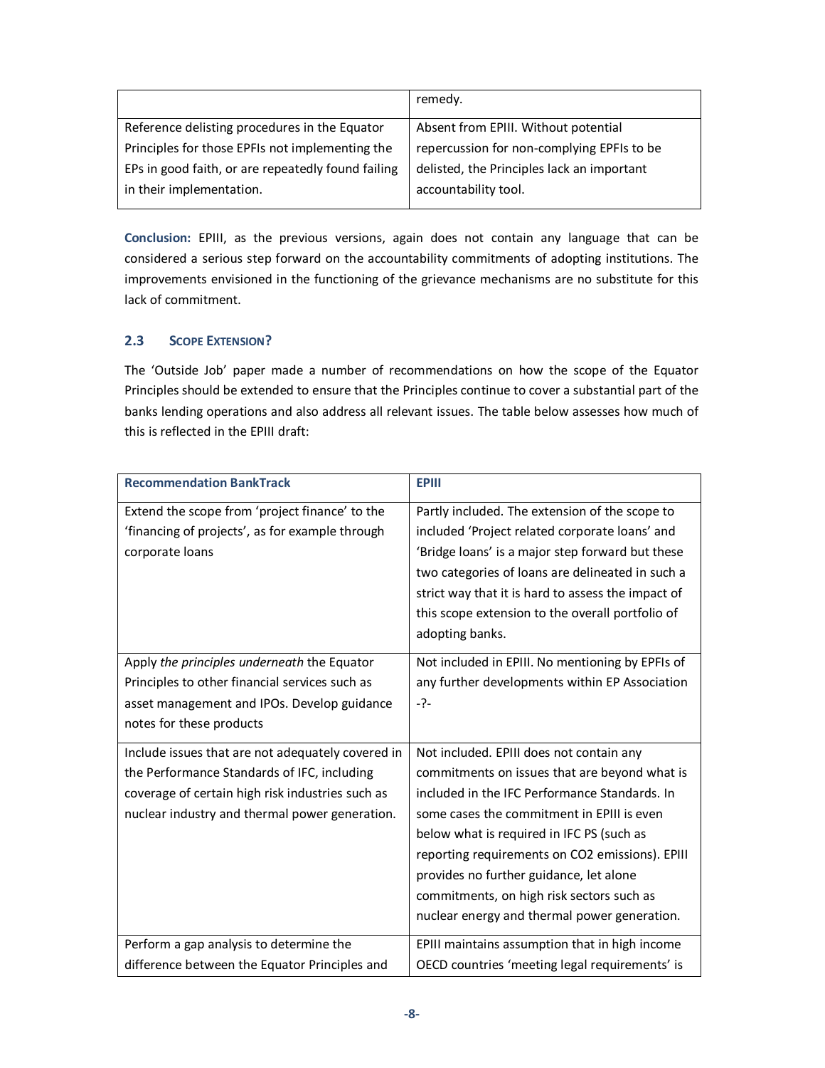| | |
|---|---|
| | remedy. |
| Reference delisting procedures in the Equator Principles for those EPFIs not implementing the EPs in good faith, or are repeatedly found failing in their implementation. | Absent from EPIII. Without potential repercussion for non-complying EPFIs to be delisted, the Principles lack an important accountability tool. |

**Conclusion:** EPIII, as the previous versions, again does not contain any language that can be considered a serious step forward on the accountability commitments of adopting institutions. The improvements envisioned in the functioning of the grievance mechanisms are no substitute for this lack of commitment.

### 2.3 Scope Extension?

The 'Outside Job' paper made a number of recommendations on how the scope of the Equator Principles should be extended to ensure that the Principles continue to cover a substantial part of the banks lending operations and also address all relevant issues. The table below assesses how much of this is reflected in the EPIII draft:

| Recommendation BankTrack | EPIII |
|---|---|
| Extend the scope from 'project finance' to the 'financing of projects', as for example through corporate loans | Partly included. The extension of the scope to included 'Project related corporate loans' and 'Bridge loans' is a major step forward but these two categories of loans are delineated in such a strict way that it is hard to assess the impact of this scope extension to the overall portfolio of adopting banks. |
| Apply *the principles underneath* the Equator Principles to other financial services such as asset management and IPOs. Develop guidance notes for these products | Not included in EPIII. No mentioning by EPFIs of any further developments within EP Association -?- |
| Include issues that are not adequately covered in the Performance Standards of IFC, including coverage of certain high risk industries such as nuclear industry and thermal power generation. | Not included. EPIII does not contain any commitments on issues that are beyond what is included in the IFC Performance Standards. In some cases the commitment in EPIII is even below what is required in IFC PS (such as reporting requirements on CO2 emissions). EPIII provides no further guidance, let alone commitments, on high risk sectors such as nuclear energy and thermal power generation. |
| Perform a gap analysis to determine the difference between the Equator Principles and | EPIII maintains assumption that in high income OECD countries 'meeting legal requirements' is |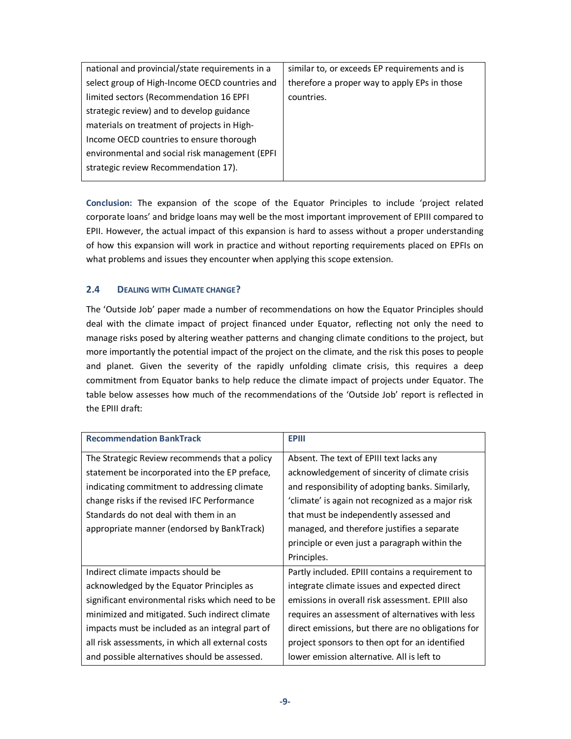| | |
|---|---|
| national and provincial/state requirements in a select group of High-Income OECD countries and limited sectors (Recommendation 16 EPFI strategic review) and to develop guidance materials on treatment of projects in High-Income OECD countries to ensure thorough environmental and social risk management (EPFI strategic review Recommendation 17). | similar to, or exceeds EP requirements and is therefore a proper way to apply EPs in those countries. |

**Conclusion:** The expansion of the scope of the Equator Principles to include 'project related corporate loans' and bridge loans may well be the most important improvement of EPIII compared to EPII. However, the actual impact of this expansion is hard to assess without a proper understanding of how this expansion will work in practice and without reporting requirements placed on EPFIs on what problems and issues they encounter when applying this scope extension.

### 2.4 Dealing with Climate change?

The 'Outside Job' paper made a number of recommendations on how the Equator Principles should deal with the climate impact of project financed under Equator, reflecting not only the need to manage risks posed by altering weather patterns and changing climate conditions to the project, but more importantly the potential impact of the project on the climate, and the risk this poses to people and planet. Given the severity of the rapidly unfolding climate crisis, this requires a deep commitment from Equator banks to help reduce the climate impact of projects under Equator. The table below assesses how much of the recommendations of the 'Outside Job' report is reflected in the EPIII draft:

| Recommendation BankTrack | EPIII |
|---|---|
| The Strategic Review recommends that a policy statement be incorporated into the EP preface, indicating commitment to addressing climate change risks if the revised IFC Performance Standards do not deal with them in an appropriate manner (endorsed by BankTrack) | Absent. The text of EPIII text lacks any acknowledgement of sincerity of climate crisis and responsibility of adopting banks. Similarly, 'climate' is again not recognized as a major risk that must be independently assessed and managed, and therefore justifies a separate principle or even just a paragraph within the Principles. |
| Indirect climate impacts should be acknowledged by the Equator Principles as significant environmental risks which need to be minimized and mitigated. Such indirect climate impacts must be included as an integral part of all risk assessments, in which all external costs and possible alternatives should be assessed. | Partly included. EPIII contains a requirement to integrate climate issues and expected direct emissions in overall risk assessment. EPIII also requires an assessment of alternatives with less direct emissions, but there are no obligations for project sponsors to then opt for an identified lower emission alternative. All is left to |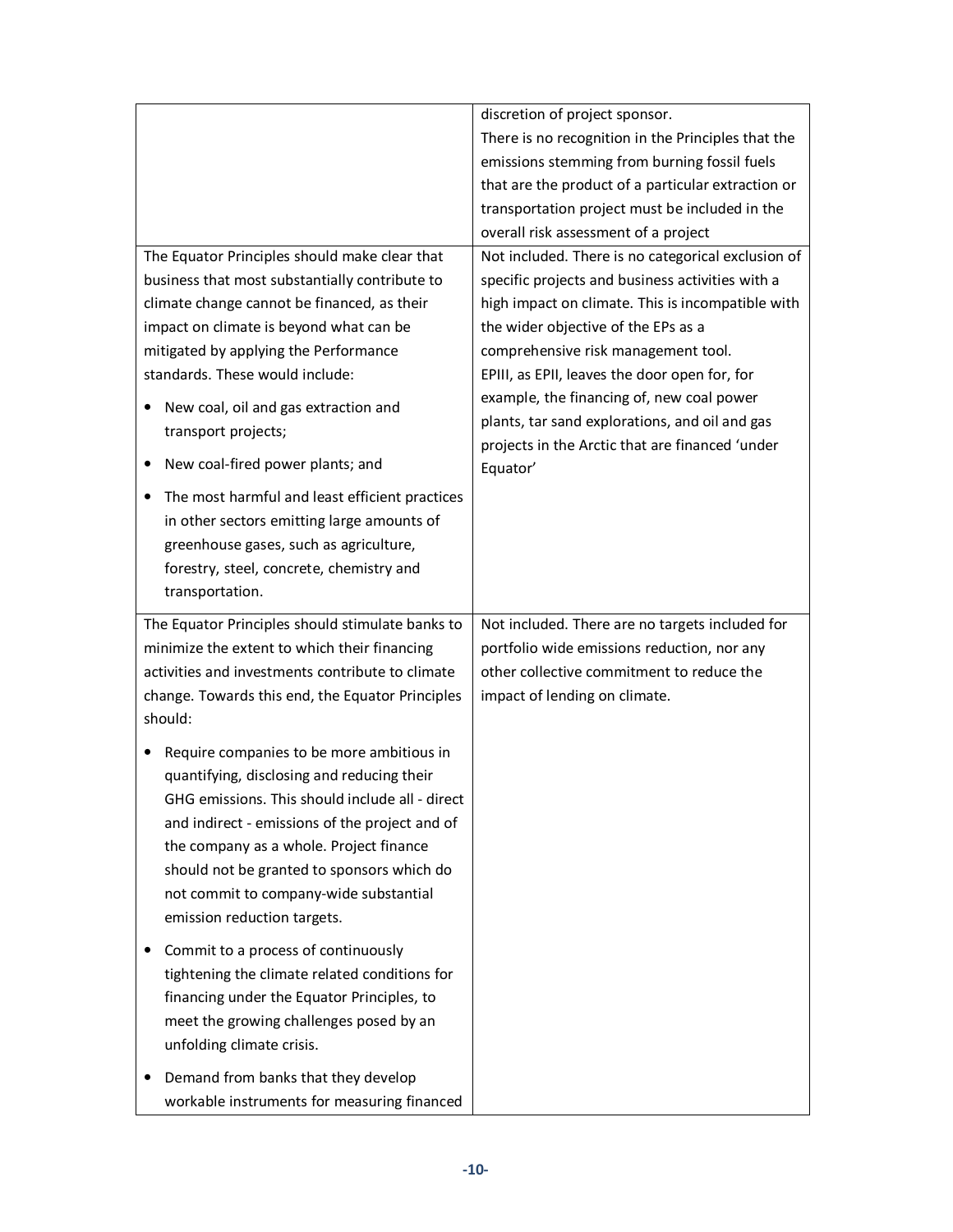| | |
|---|---|
| | discretion of project sponsor.<br>There is no recognition in the Principles that the emissions stemming from burning fossil fuels that are the product of a particular extraction or transportation project must be included in the overall risk assessment of a project |
| The Equator Principles should make clear that business that most substantially contribute to climate change cannot be financed, as their impact on climate is beyond what can be mitigated by applying the Performance standards. These would include:<br>• New coal, oil and gas extraction and transport projects;<br>• New coal-fired power plants; and<br>• The most harmful and least efficient practices in other sectors emitting large amounts of greenhouse gases, such as agriculture, forestry, steel, concrete, chemistry and transportation. | Not included. There is no categorical exclusion of specific projects and business activities with a high impact on climate. This is incompatible with the wider objective of the EPs as a comprehensive risk management tool.<br>EPIII, as EPII, leaves the door open for, for example, the financing of, new coal power plants, tar sand explorations, and oil and gas projects in the Arctic that are financed 'under Equator' |
| The Equator Principles should stimulate banks to minimize the extent to which their financing activities and investments contribute to climate change. Towards this end, the Equator Principles should:<br>• Require companies to be more ambitious in quantifying, disclosing and reducing their GHG emissions. This should include all - direct and indirect - emissions of the project and of the company as a whole. Project finance should not be granted to sponsors which do not commit to company-wide substantial emission reduction targets.<br>• Commit to a process of continuously tightening the climate related conditions for financing under the Equator Principles, to meet the growing challenges posed by an unfolding climate crisis.<br>• Demand from banks that they develop workable instruments for measuring financed | Not included. There are no targets included for portfolio wide emissions reduction, nor any other collective commitment to reduce the impact of lending on climate. |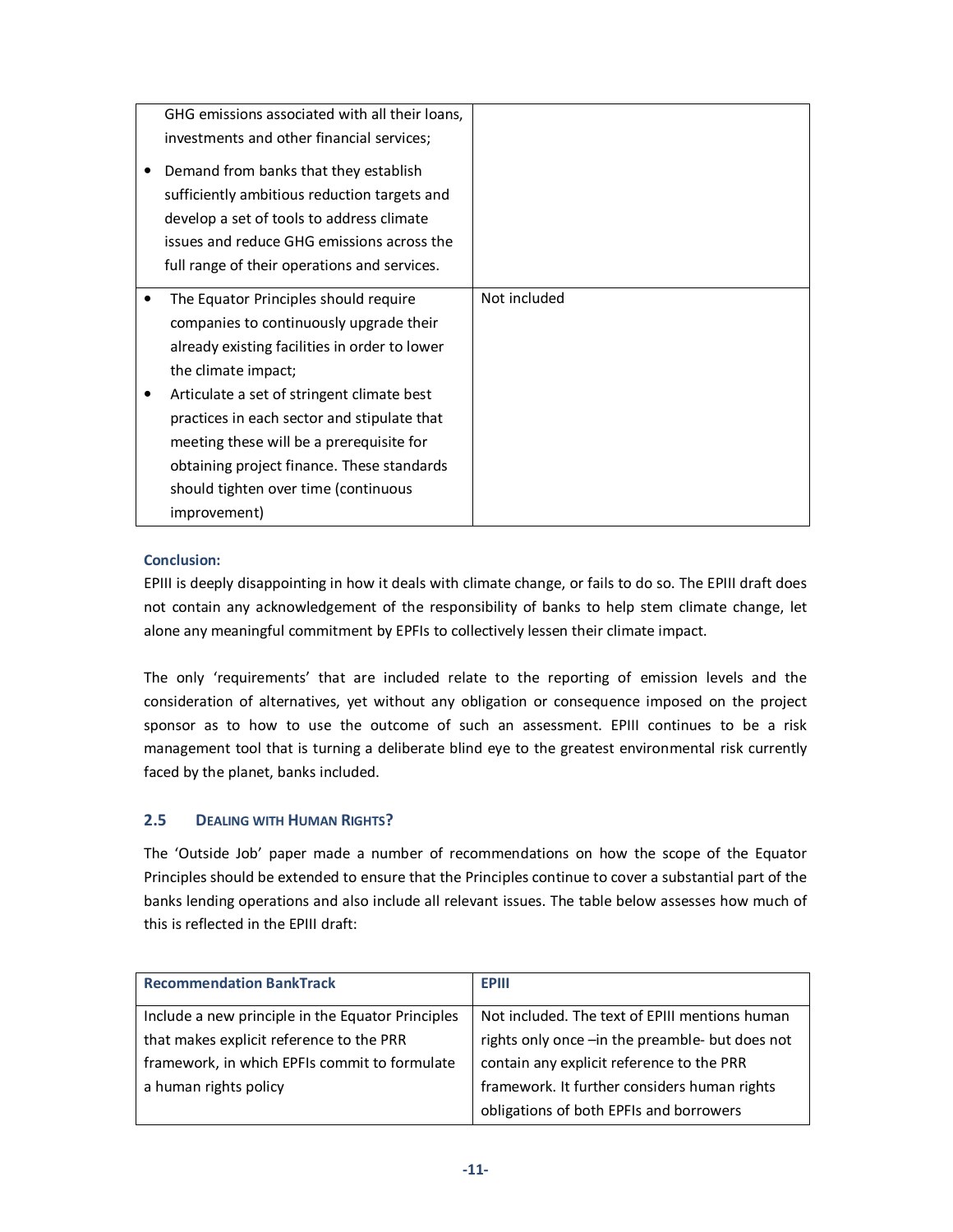| | |
|---|---|
| GHG emissions associated with all their loans, investments and other financial services;<br>• Demand from banks that they establish sufficiently ambitious reduction targets and develop a set of tools to address climate issues and reduce GHG emissions across the full range of their operations and services. | |
| • The Equator Principles should require companies to continuously upgrade their already existing facilities in order to lower the climate impact;<br>• Articulate a set of stringent climate best practices in each sector and stipulate that meeting these will be a prerequisite for obtaining project finance. These standards should tighten over time (continuous improvement) | Not included |

**Conclusion:**

EPIII is deeply disappointing in how it deals with climate change, or fails to do so. The EPIII draft does not contain any acknowledgement of the responsibility of banks to help stem climate change, let alone any meaningful commitment by EPFIs to collectively lessen their climate impact.

The only 'requirements' that are included relate to the reporting of emission levels and the consideration of alternatives, yet without any obligation or consequence imposed on the project sponsor as to how to use the outcome of such an assessment. EPIII continues to be a risk management tool that is turning a deliberate blind eye to the greatest environmental risk currently faced by the planet, banks included.

## 2.5 Dealing with Human Rights?

The 'Outside Job' paper made a number of recommendations on how the scope of the Equator Principles should be extended to ensure that the Principles continue to cover a substantial part of the banks lending operations and also include all relevant issues. The table below assesses how much of this is reflected in the EPIII draft:

| Recommendation BankTrack | EPIII |
|---|---|
| Include a new principle in the Equator Principles that makes explicit reference to the PRR framework, in which EPFIs commit to formulate a human rights policy | Not included. The text of EPIII mentions human rights only once –in the preamble- but does not contain any explicit reference to the PRR framework. It further considers human rights obligations of both EPFIs and borrowers |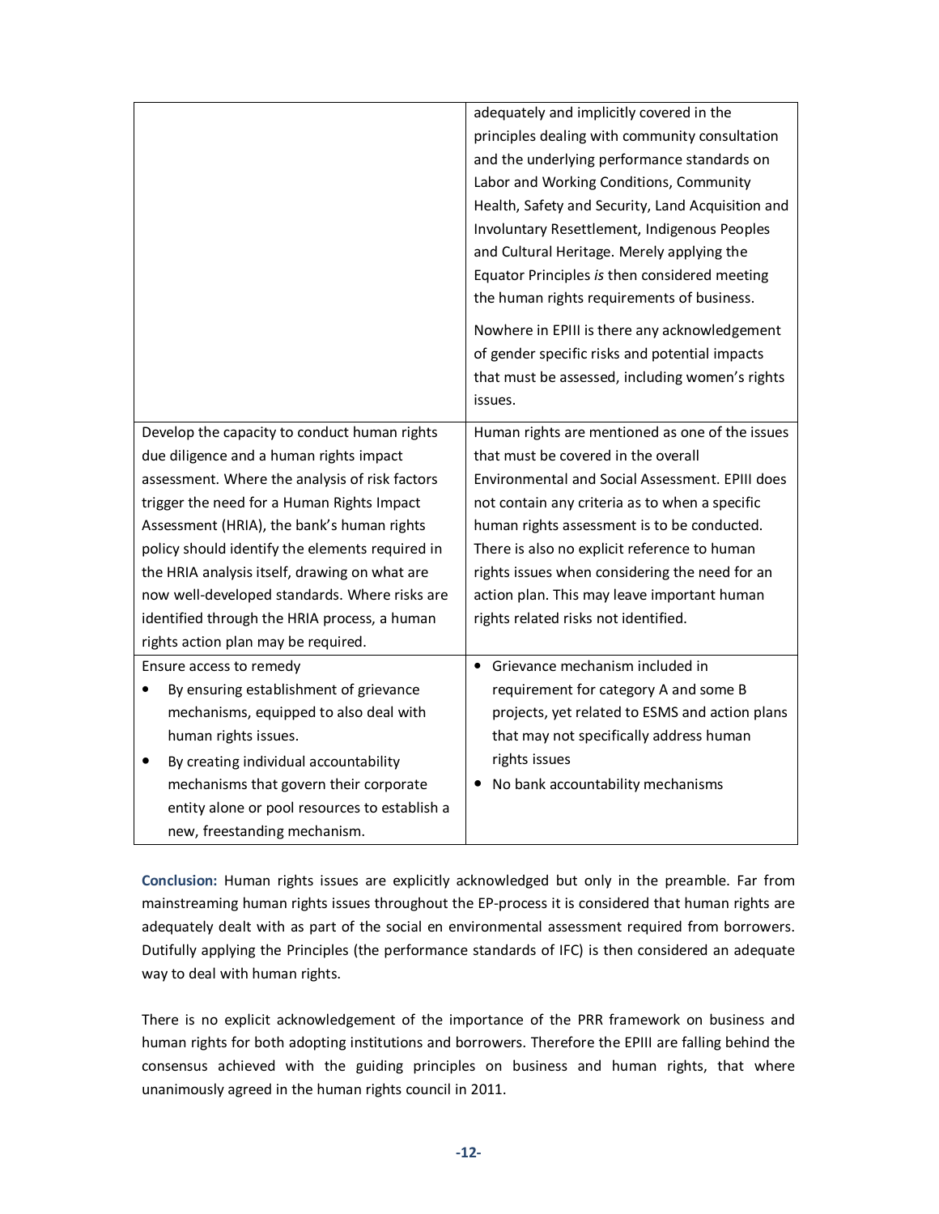| | |
|---|---|
| | adequately and implicitly covered in the principles dealing with community consultation and the underlying performance standards on Labor and Working Conditions, Community Health, Safety and Security, Land Acquisition and Involuntary Resettlement, Indigenous Peoples and Cultural Heritage. Merely applying the Equator Principles *is* then considered meeting the human rights requirements of business.<br><br>Nowhere in EPIII is there any acknowledgement of gender specific risks and potential impacts that must be assessed, including women's rights issues. |
| Develop the capacity to conduct human rights due diligence and a human rights impact assessment. Where the analysis of risk factors trigger the need for a Human Rights Impact Assessment (HRIA), the bank's human rights policy should identify the elements required in the HRIA analysis itself, drawing on what are now well-developed standards. Where risks are identified through the HRIA process, a human rights action plan may be required. | Human rights are mentioned as one of the issues that must be covered in the overall Environmental and Social Assessment. EPIII does not contain any criteria as to when a specific human rights assessment is to be conducted. There is also no explicit reference to human rights issues when considering the need for an action plan. This may leave important human rights related risks not identified. |
| Ensure access to remedy<br>• By ensuring establishment of grievance mechanisms, equipped to also deal with human rights issues.<br>• By creating individual accountability mechanisms that govern their corporate entity alone or pool resources to establish a new, freestanding mechanism. | • Grievance mechanism included in requirement for category A and some B projects, yet related to ESMS and action plans that may not specifically address human rights issues<br>• No bank accountability mechanisms |

**Conclusion:** Human rights issues are explicitly acknowledged but only in the preamble. Far from mainstreaming human rights issues throughout the EP-process it is considered that human rights are adequately dealt with as part of the social en environmental assessment required from borrowers. Dutifully applying the Principles (the performance standards of IFC) is then considered an adequate way to deal with human rights.

There is no explicit acknowledgement of the importance of the PRR framework on business and human rights for both adopting institutions and borrowers. Therefore the EPIII are falling behind the consensus achieved with the guiding principles on business and human rights, that where unanimously agreed in the human rights council in 2011.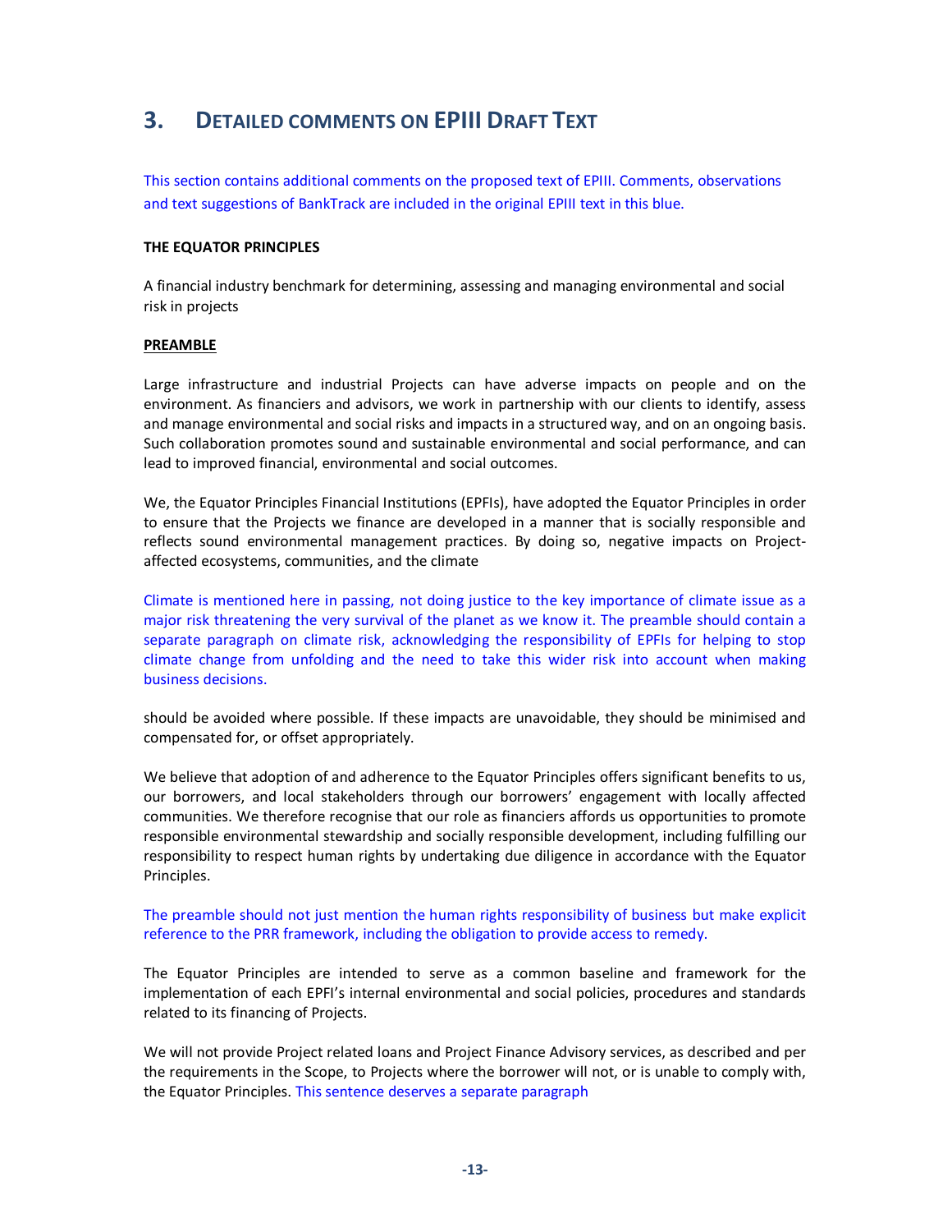## 3. DETAILED COMMENTS ON EPIII DRAFT TEXT

This section contains additional comments on the proposed text of EPIII. Comments, observations and text suggestions of BankTrack are included in the original EPIII text in this blue.

**THE EQUATOR PRINCIPLES**

A financial industry benchmark for determining, assessing and managing environmental and social risk in projects

**PREAMBLE**

Large infrastructure and industrial Projects can have adverse impacts on people and on the environment. As financiers and advisors, we work in partnership with our clients to identify, assess and manage environmental and social risks and impacts in a structured way, and on an ongoing basis. Such collaboration promotes sound and sustainable environmental and social performance, and can lead to improved financial, environmental and social outcomes.

We, the Equator Principles Financial Institutions (EPFIs), have adopted the Equator Principles in order to ensure that the Projects we finance are developed in a manner that is socially responsible and reflects sound environmental management practices. By doing so, negative impacts on Project-affected ecosystems, communities, and the climate

Climate is mentioned here in passing, not doing justice to the key importance of climate issue as a major risk threatening the very survival of the planet as we know it. The preamble should contain a separate paragraph on climate risk, acknowledging the responsibility of EPFIs for helping to stop climate change from unfolding and the need to take this wider risk into account when making business decisions.

should be avoided where possible. If these impacts are unavoidable, they should be minimised and compensated for, or offset appropriately.

We believe that adoption of and adherence to the Equator Principles offers significant benefits to us, our borrowers, and local stakeholders through our borrowers' engagement with locally affected communities. We therefore recognise that our role as financiers affords us opportunities to promote responsible environmental stewardship and socially responsible development, including fulfilling our responsibility to respect human rights by undertaking due diligence in accordance with the Equator Principles.

The preamble should not just mention the human rights responsibility of business but make explicit reference to the PRR framework, including the obligation to provide access to remedy.

The Equator Principles are intended to serve as a common baseline and framework for the implementation of each EPFI's internal environmental and social policies, procedures and standards related to its financing of Projects.

We will not provide Project related loans and Project Finance Advisory services, as described and per the requirements in the Scope, to Projects where the borrower will not, or is unable to comply with, the Equator Principles. This sentence deserves a separate paragraph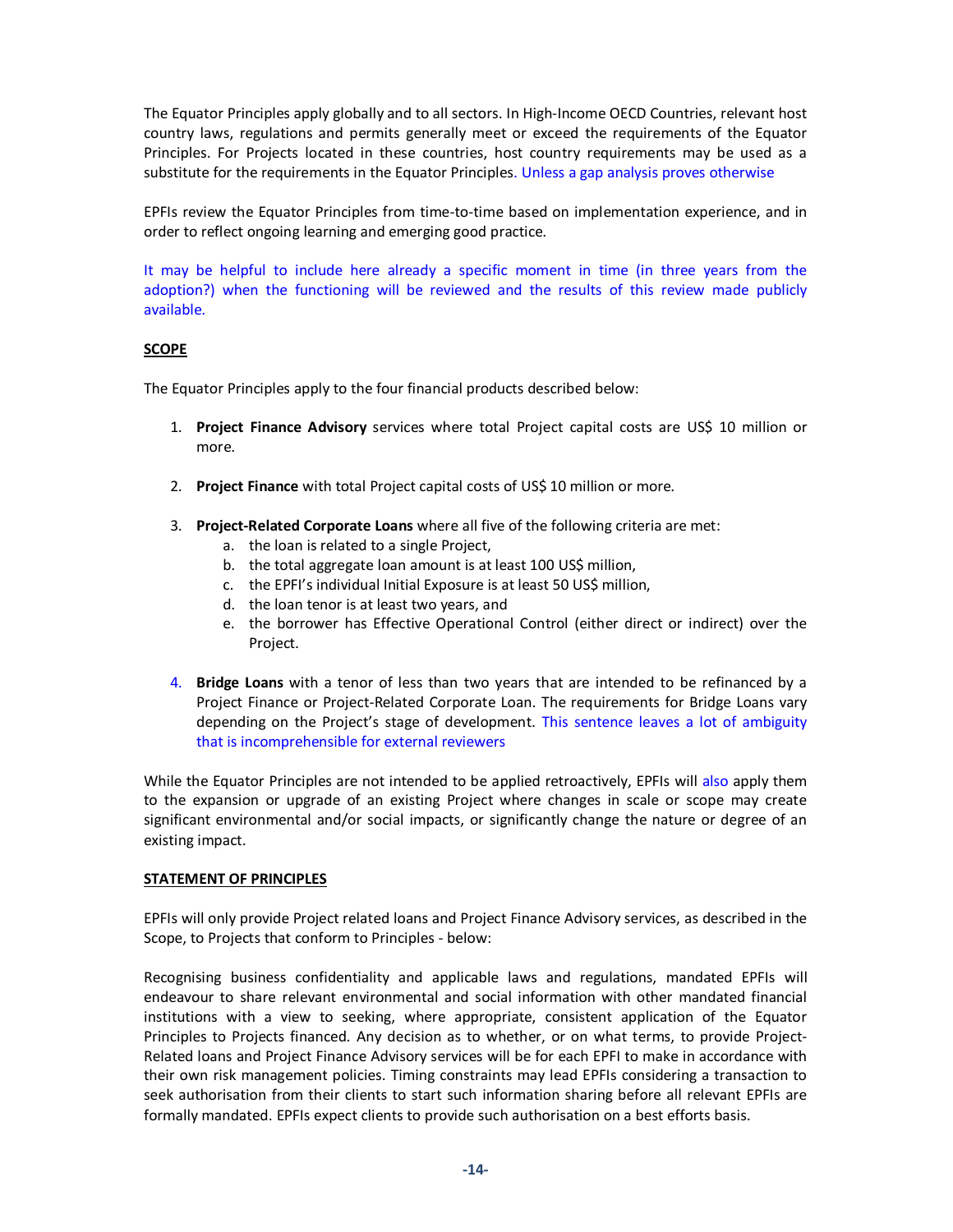The Equator Principles apply globally and to all sectors. In High-Income OECD Countries, relevant host country laws, regulations and permits generally meet or exceed the requirements of the Equator Principles. For Projects located in these countries, host country requirements may be used as a substitute for the requirements in the Equator Principles. Unless a gap analysis proves otherwise

EPFIs review the Equator Principles from time-to-time based on implementation experience, and in order to reflect ongoing learning and emerging good practice.

It may be helpful to include here already a specific moment in time (in three years from the adoption?) when the functioning will be reviewed and the results of this review made publicly available.

**SCOPE**

The Equator Principles apply to the four financial products described below:

1. **Project Finance Advisory** services where total Project capital costs are US$ 10 million or more.

2. **Project Finance** with total Project capital costs of US$ 10 million or more.

3. **Project-Related Corporate Loans** where all five of the following criteria are met:
   a. the loan is related to a single Project,
   b. the total aggregate loan amount is at least 100 US$ million,
   c. the EPFI's individual Initial Exposure is at least 50 US$ million,
   d. the loan tenor is at least two years, and
   e. the borrower has Effective Operational Control (either direct or indirect) over the Project.

4. **Bridge Loans** with a tenor of less than two years that are intended to be refinanced by a Project Finance or Project-Related Corporate Loan. The requirements for Bridge Loans vary depending on the Project's stage of development. This sentence leaves a lot of ambiguity that is incomprehensible for external reviewers

While the Equator Principles are not intended to be applied retroactively, EPFIs will also apply them to the expansion or upgrade of an existing Project where changes in scale or scope may create significant environmental and/or social impacts, or significantly change the nature or degree of an existing impact.

**STATEMENT OF PRINCIPLES**

EPFIs will only provide Project related loans and Project Finance Advisory services, as described in the Scope, to Projects that conform to Principles - below:

Recognising business confidentiality and applicable laws and regulations, mandated EPFIs will endeavour to share relevant environmental and social information with other mandated financial institutions with a view to seeking, where appropriate, consistent application of the Equator Principles to Projects financed. Any decision as to whether, or on what terms, to provide Project-Related loans and Project Finance Advisory services will be for each EPFI to make in accordance with their own risk management policies. Timing constraints may lead EPFIs considering a transaction to seek authorisation from their clients to start such information sharing before all relevant EPFIs are formally mandated. EPFIs expect clients to provide such authorisation on a best efforts basis.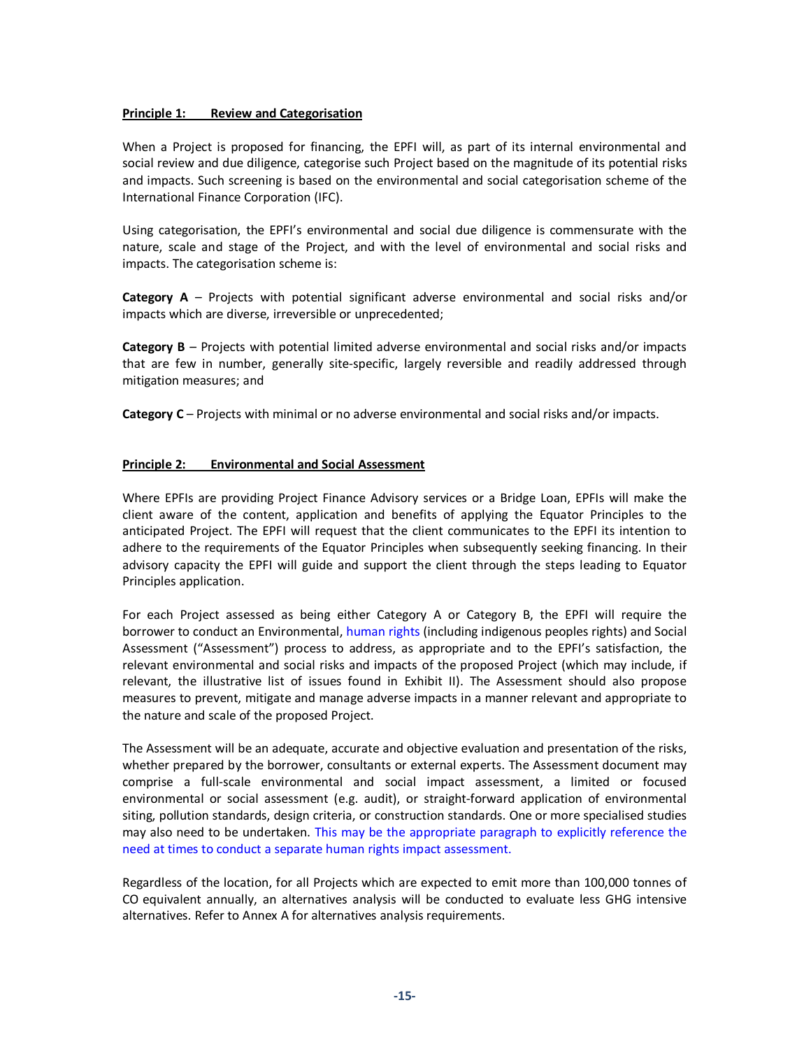**Principle 1: Review and Categorisation**

When a Project is proposed for financing, the EPFI will, as part of its internal environmental and social review and due diligence, categorise such Project based on the magnitude of its potential risks and impacts. Such screening is based on the environmental and social categorisation scheme of the International Finance Corporation (IFC).

Using categorisation, the EPFI's environmental and social due diligence is commensurate with the nature, scale and stage of the Project, and with the level of environmental and social risks and impacts. The categorisation scheme is:

**Category A** – Projects with potential significant adverse environmental and social risks and/or impacts which are diverse, irreversible or unprecedented;

**Category B** – Projects with potential limited adverse environmental and social risks and/or impacts that are few in number, generally site-specific, largely reversible and readily addressed through mitigation measures; and

**Category C** – Projects with minimal or no adverse environmental and social risks and/or impacts.

**Principle 2: Environmental and Social Assessment**

Where EPFIs are providing Project Finance Advisory services or a Bridge Loan, EPFIs will make the client aware of the content, application and benefits of applying the Equator Principles to the anticipated Project. The EPFI will request that the client communicates to the EPFI its intention to adhere to the requirements of the Equator Principles when subsequently seeking financing. In their advisory capacity the EPFI will guide and support the client through the steps leading to Equator Principles application.

For each Project assessed as being either Category A or Category B, the EPFI will require the borrower to conduct an Environmental, human rights (including indigenous peoples rights) and Social Assessment ("Assessment") process to address, as appropriate and to the EPFI's satisfaction, the relevant environmental and social risks and impacts of the proposed Project (which may include, if relevant, the illustrative list of issues found in Exhibit II). The Assessment should also propose measures to prevent, mitigate and manage adverse impacts in a manner relevant and appropriate to the nature and scale of the proposed Project.

The Assessment will be an adequate, accurate and objective evaluation and presentation of the risks, whether prepared by the borrower, consultants or external experts. The Assessment document may comprise a full-scale environmental and social impact assessment, a limited or focused environmental or social assessment (e.g. audit), or straight-forward application of environmental siting, pollution standards, design criteria, or construction standards. One or more specialised studies may also need to be undertaken. This may be the appropriate paragraph to explicitly reference the need at times to conduct a separate human rights impact assessment.

Regardless of the location, for all Projects which are expected to emit more than 100,000 tonnes of CO equivalent annually, an alternatives analysis will be conducted to evaluate less GHG intensive alternatives. Refer to Annex A for alternatives analysis requirements.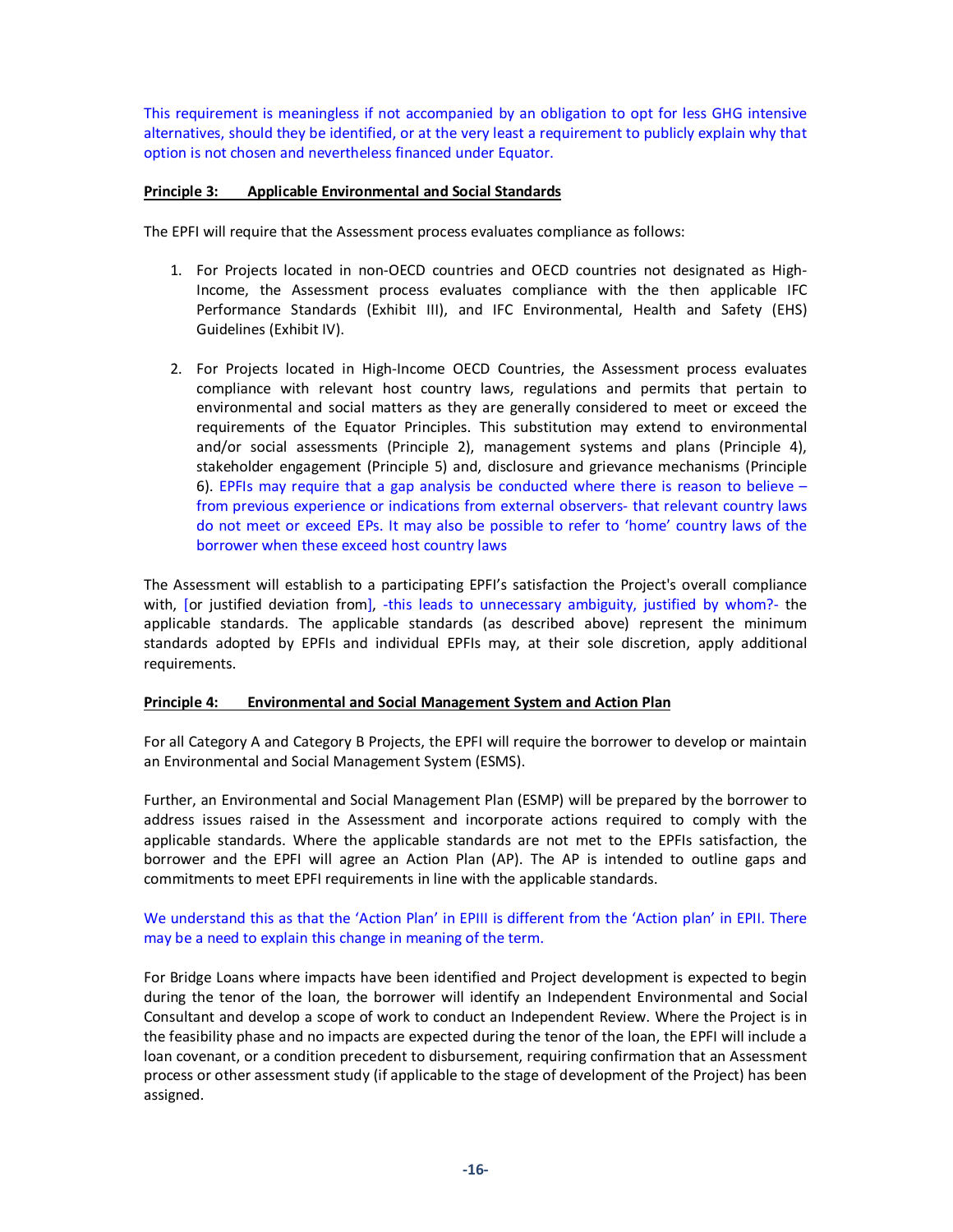This requirement is meaningless if not accompanied by an obligation to opt for less GHG intensive alternatives, should they be identified, or at the very least a requirement to publicly explain why that option is not chosen and nevertheless financed under Equator.

**Principle 3: Applicable Environmental and Social Standards**

The EPFI will require that the Assessment process evaluates compliance as follows:

1. For Projects located in non-OECD countries and OECD countries not designated as High-Income, the Assessment process evaluates compliance with the then applicable IFC Performance Standards (Exhibit III), and IFC Environmental, Health and Safety (EHS) Guidelines (Exhibit IV).

2. For Projects located in High-Income OECD Countries, the Assessment process evaluates compliance with relevant host country laws, regulations and permits that pertain to environmental and social matters as they are generally considered to meet or exceed the requirements of the Equator Principles. This substitution may extend to environmental and/or social assessments (Principle 2), management systems and plans (Principle 4), stakeholder engagement (Principle 5) and, disclosure and grievance mechanisms (Principle 6). EPFIs may require that a gap analysis be conducted where there is reason to believe – from previous experience or indications from external observers- that relevant country laws do not meet or exceed EPs. It may also be possible to refer to 'home' country laws of the borrower when these exceed host country laws

The Assessment will establish to a participating EPFI's satisfaction the Project's overall compliance with, [or justified deviation from], -this leads to unnecessary ambiguity, justified by whom?- the applicable standards. The applicable standards (as described above) represent the minimum standards adopted by EPFIs and individual EPFIs may, at their sole discretion, apply additional requirements.

**Principle 4: Environmental and Social Management System and Action Plan**

For all Category A and Category B Projects, the EPFI will require the borrower to develop or maintain an Environmental and Social Management System (ESMS).

Further, an Environmental and Social Management Plan (ESMP) will be prepared by the borrower to address issues raised in the Assessment and incorporate actions required to comply with the applicable standards. Where the applicable standards are not met to the EPFIs satisfaction, the borrower and the EPFI will agree an Action Plan (AP). The AP is intended to outline gaps and commitments to meet EPFI requirements in line with the applicable standards.

We understand this as that the 'Action Plan' in EPIII is different from the 'Action plan' in EPII. There may be a need to explain this change in meaning of the term.

For Bridge Loans where impacts have been identified and Project development is expected to begin during the tenor of the loan, the borrower will identify an Independent Environmental and Social Consultant and develop a scope of work to conduct an Independent Review. Where the Project is in the feasibility phase and no impacts are expected during the tenor of the loan, the EPFI will include a loan covenant, or a condition precedent to disbursement, requiring confirmation that an Assessment process or other assessment study (if applicable to the stage of development of the Project) has been assigned.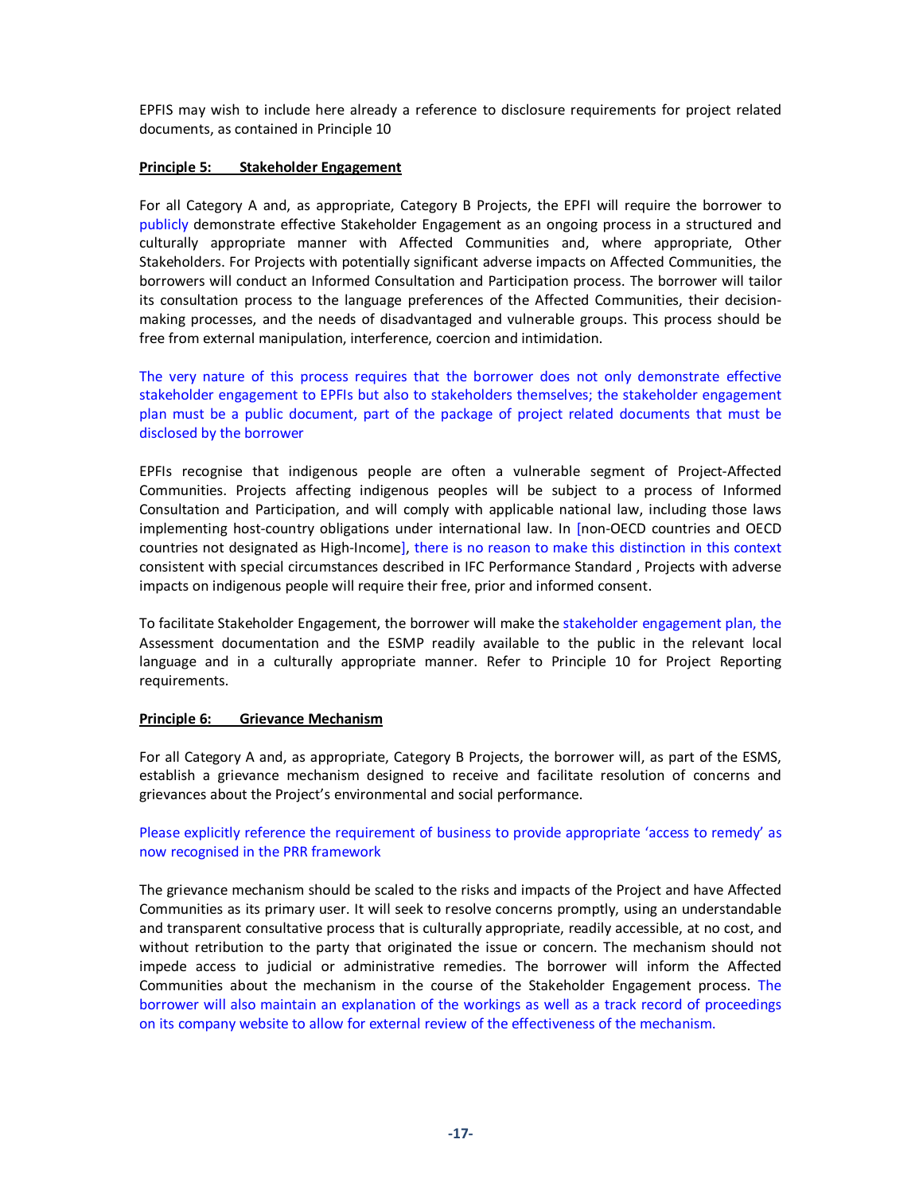EPFIS may wish to include here already a reference to disclosure requirements for project related documents, as contained in Principle 10

**Principle 5: Stakeholder Engagement**

For all Category A and, as appropriate, Category B Projects, the EPFI will require the borrower to publicly demonstrate effective Stakeholder Engagement as an ongoing process in a structured and culturally appropriate manner with Affected Communities and, where appropriate, Other Stakeholders. For Projects with potentially significant adverse impacts on Affected Communities, the borrowers will conduct an Informed Consultation and Participation process. The borrower will tailor its consultation process to the language preferences of the Affected Communities, their decision-making processes, and the needs of disadvantaged and vulnerable groups. This process should be free from external manipulation, interference, coercion and intimidation.

The very nature of this process requires that the borrower does not only demonstrate effective stakeholder engagement to EPFIs but also to stakeholders themselves; the stakeholder engagement plan must be a public document, part of the package of project related documents that must be disclosed by the borrower

EPFIs recognise that indigenous people are often a vulnerable segment of Project-Affected Communities. Projects affecting indigenous peoples will be subject to a process of Informed Consultation and Participation, and will comply with applicable national law, including those laws implementing host-country obligations under international law. In [non-OECD countries and OECD countries not designated as High-Income], there is no reason to make this distinction in this context consistent with special circumstances described in IFC Performance Standard , Projects with adverse impacts on indigenous people will require their free, prior and informed consent.

To facilitate Stakeholder Engagement, the borrower will make the stakeholder engagement plan, the Assessment documentation and the ESMP readily available to the public in the relevant local language and in a culturally appropriate manner. Refer to Principle 10 for Project Reporting requirements.

**Principle 6: Grievance Mechanism**

For all Category A and, as appropriate, Category B Projects, the borrower will, as part of the ESMS, establish a grievance mechanism designed to receive and facilitate resolution of concerns and grievances about the Project's environmental and social performance.

Please explicitly reference the requirement of business to provide appropriate 'access to remedy' as now recognised in the PRR framework

The grievance mechanism should be scaled to the risks and impacts of the Project and have Affected Communities as its primary user. It will seek to resolve concerns promptly, using an understandable and transparent consultative process that is culturally appropriate, readily accessible, at no cost, and without retribution to the party that originated the issue or concern. The mechanism should not impede access to judicial or administrative remedies. The borrower will inform the Affected Communities about the mechanism in the course of the Stakeholder Engagement process. The borrower will also maintain an explanation of the workings as well as a track record of proceedings on its company website to allow for external review of the effectiveness of the mechanism.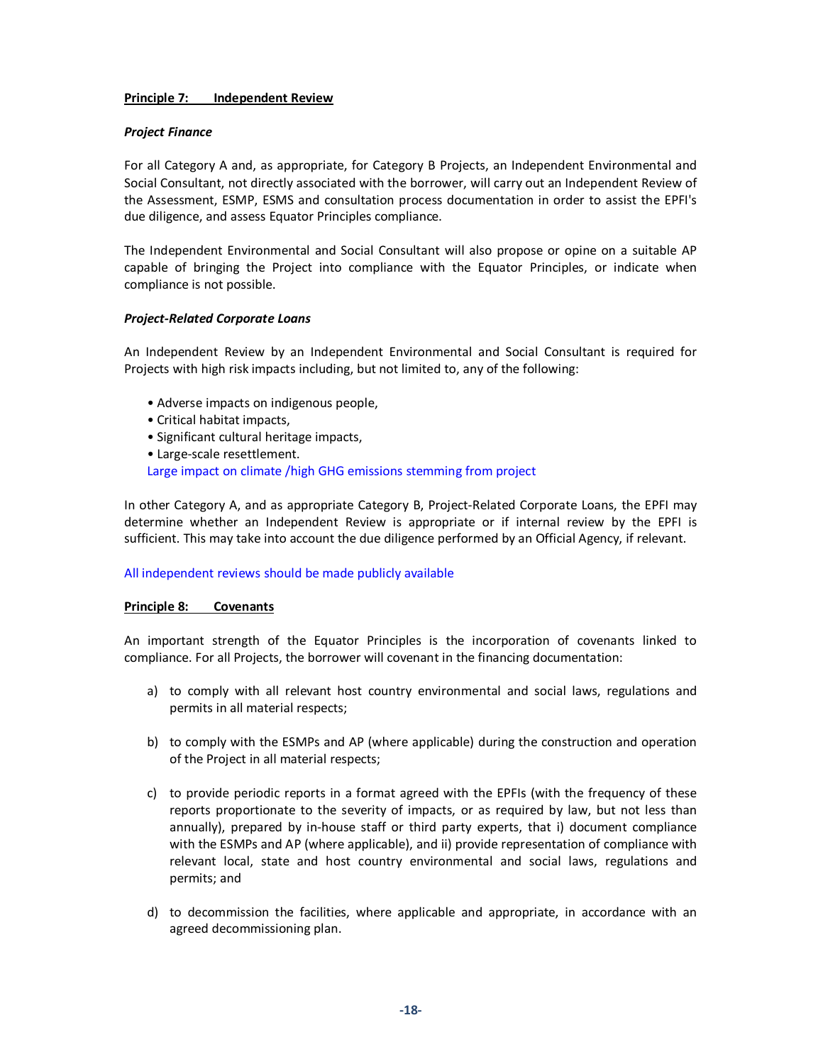**Principle 7: Independent Review**

***Project Finance***

For all Category A and, as appropriate, for Category B Projects, an Independent Environmental and Social Consultant, not directly associated with the borrower, will carry out an Independent Review of the Assessment, ESMP, ESMS and consultation process documentation in order to assist the EPFI's due diligence, and assess Equator Principles compliance.

The Independent Environmental and Social Consultant will also propose or opine on a suitable AP capable of bringing the Project into compliance with the Equator Principles, or indicate when compliance is not possible.

***Project-Related Corporate Loans***

An Independent Review by an Independent Environmental and Social Consultant is required for Projects with high risk impacts including, but not limited to, any of the following:

- Adverse impacts on indigenous people,
- Critical habitat impacts,
- Significant cultural heritage impacts,
- Large-scale resettlement.

Large impact on climate /high GHG emissions stemming from project

In other Category A, and as appropriate Category B, Project-Related Corporate Loans, the EPFI may determine whether an Independent Review is appropriate or if internal review by the EPFI is sufficient. This may take into account the due diligence performed by an Official Agency, if relevant.

All independent reviews should be made publicly available

**Principle 8: Covenants**

An important strength of the Equator Principles is the incorporation of covenants linked to compliance. For all Projects, the borrower will covenant in the financing documentation:

a) to comply with all relevant host country environmental and social laws, regulations and permits in all material respects;

b) to comply with the ESMPs and AP (where applicable) during the construction and operation of the Project in all material respects;

c) to provide periodic reports in a format agreed with the EPFIs (with the frequency of these reports proportionate to the severity of impacts, or as required by law, but not less than annually), prepared by in-house staff or third party experts, that i) document compliance with the ESMPs and AP (where applicable), and ii) provide representation of compliance with relevant local, state and host country environmental and social laws, regulations and permits; and

d) to decommission the facilities, where applicable and appropriate, in accordance with an agreed decommissioning plan.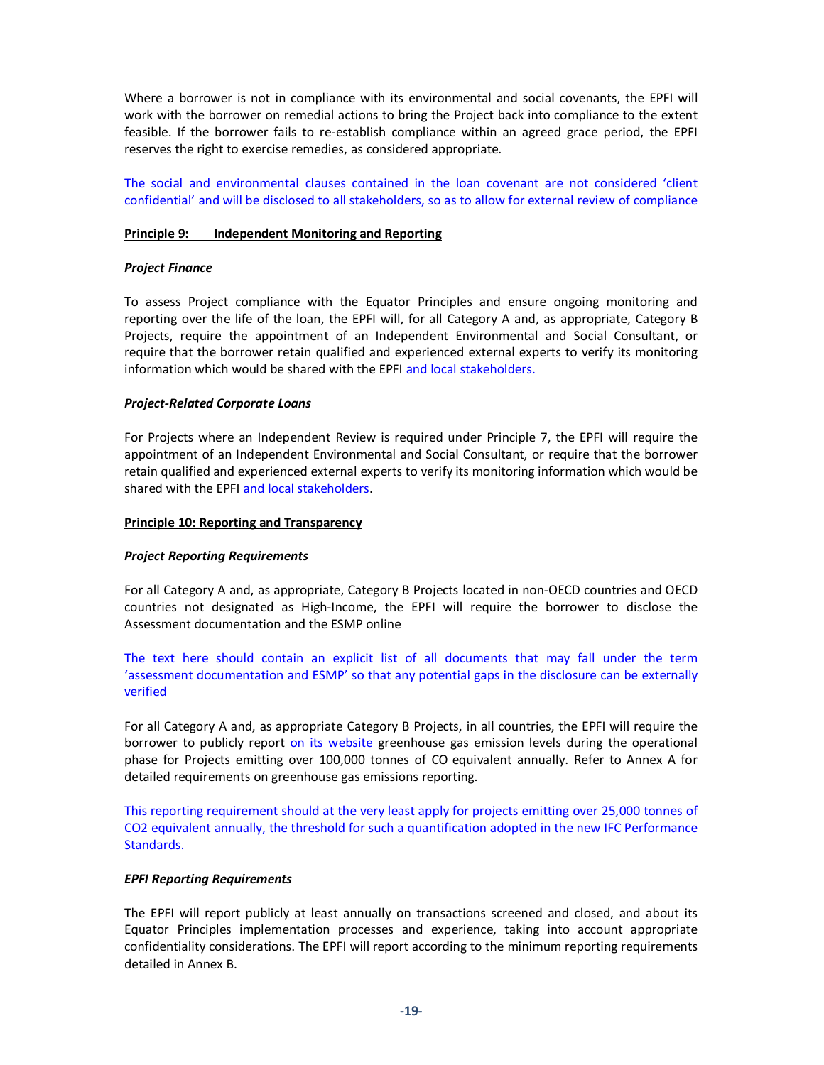Where a borrower is not in compliance with its environmental and social covenants, the EPFI will work with the borrower on remedial actions to bring the Project back into compliance to the extent feasible. If the borrower fails to re-establish compliance within an agreed grace period, the EPFI reserves the right to exercise remedies, as considered appropriate.

The social and environmental clauses contained in the loan covenant are not considered 'client confidential' and will be disclosed to all stakeholders, so as to allow for external review of compliance

**Principle 9: Independent Monitoring and Reporting**

***Project Finance***

To assess Project compliance with the Equator Principles and ensure ongoing monitoring and reporting over the life of the loan, the EPFI will, for all Category A and, as appropriate, Category B Projects, require the appointment of an Independent Environmental and Social Consultant, or require that the borrower retain qualified and experienced external experts to verify its monitoring information which would be shared with the EPFI and local stakeholders.

***Project-Related Corporate Loans***

For Projects where an Independent Review is required under Principle 7, the EPFI will require the appointment of an Independent Environmental and Social Consultant, or require that the borrower retain qualified and experienced external experts to verify its monitoring information which would be shared with the EPFI and local stakeholders.

**Principle 10: Reporting and Transparency**

***Project Reporting Requirements***

For all Category A and, as appropriate, Category B Projects located in non-OECD countries and OECD countries not designated as High-Income, the EPFI will require the borrower to disclose the Assessment documentation and the ESMP online

The text here should contain an explicit list of all documents that may fall under the term 'assessment documentation and ESMP' so that any potential gaps in the disclosure can be externally verified

For all Category A and, as appropriate Category B Projects, in all countries, the EPFI will require the borrower to publicly report on its website greenhouse gas emission levels during the operational phase for Projects emitting over 100,000 tonnes of CO equivalent annually. Refer to Annex A for detailed requirements on greenhouse gas emissions reporting.

This reporting requirement should at the very least apply for projects emitting over 25,000 tonnes of $CO_2$ equivalent annually, the threshold for such a quantification adopted in the new IFC Performance Standards.

***EPFI Reporting Requirements***

The EPFI will report publicly at least annually on transactions screened and closed, and about its Equator Principles implementation processes and experience, taking into account appropriate confidentiality considerations. The EPFI will report according to the minimum reporting requirements detailed in Annex B.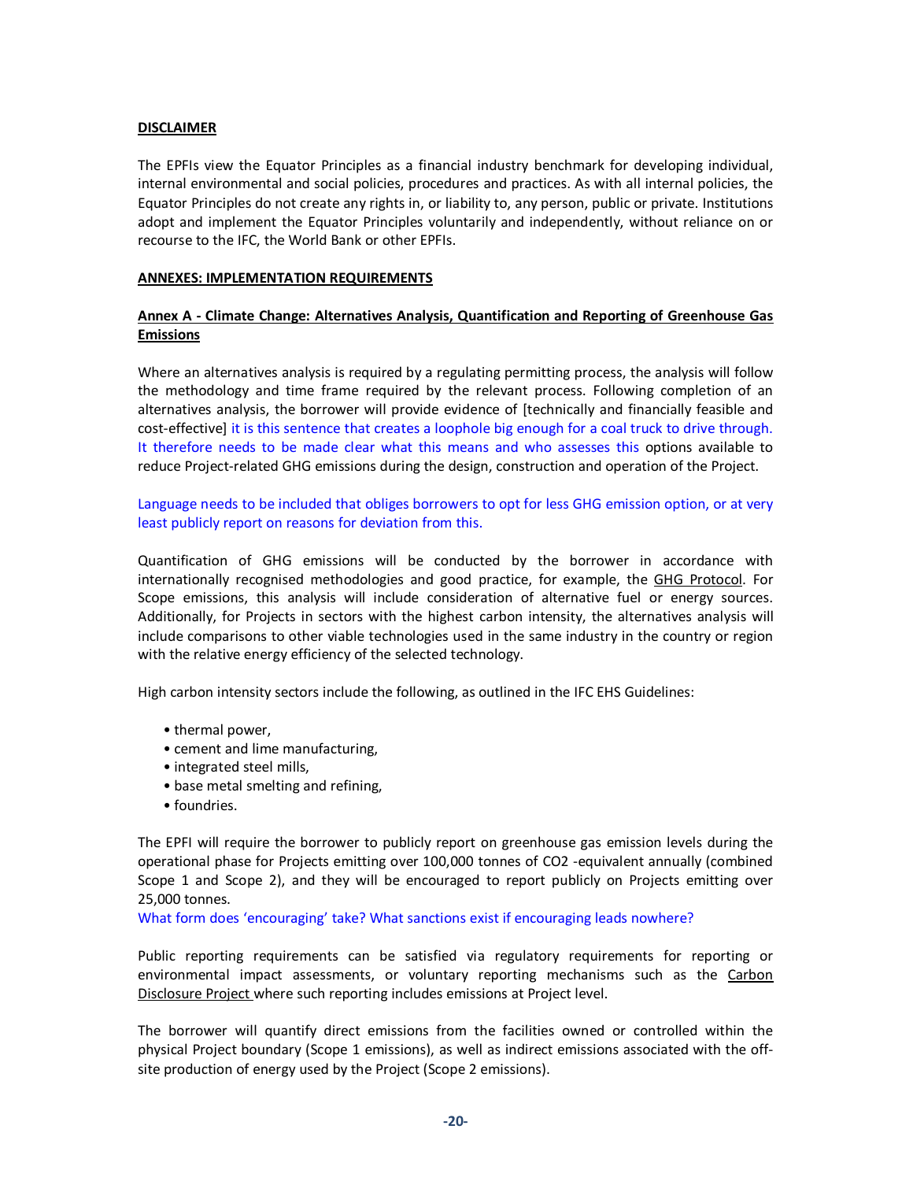**DISCLAIMER**

The EPFIs view the Equator Principles as a financial industry benchmark for developing individual, internal environmental and social policies, procedures and practices. As with all internal policies, the Equator Principles do not create any rights in, or liability to, any person, public or private. Institutions adopt and implement the Equator Principles voluntarily and independently, without reliance on or recourse to the IFC, the World Bank or other EPFIs.

**ANNEXES: IMPLEMENTATION REQUIREMENTS**

**Annex A - Climate Change: Alternatives Analysis, Quantification and Reporting of Greenhouse Gas Emissions**

Where an alternatives analysis is required by a regulating permitting process, the analysis will follow the methodology and time frame required by the relevant process. Following completion of an alternatives analysis, the borrower will provide evidence of [technically and financially feasible and cost-effective] it is this sentence that creates a loophole big enough for a coal truck to drive through. It therefore needs to be made clear what this means and who assesses this options available to reduce Project-related GHG emissions during the design, construction and operation of the Project.

Language needs to be included that obliges borrowers to opt for less GHG emission option, or at very least publicly report on reasons for deviation from this.

Quantification of GHG emissions will be conducted by the borrower in accordance with internationally recognised methodologies and good practice, for example, the GHG Protocol. For Scope emissions, this analysis will include consideration of alternative fuel or energy sources. Additionally, for Projects in sectors with the highest carbon intensity, the alternatives analysis will include comparisons to other viable technologies used in the same industry in the country or region with the relative energy efficiency of the selected technology.

High carbon intensity sectors include the following, as outlined in the IFC EHS Guidelines:

- thermal power,
- cement and lime manufacturing,
- integrated steel mills,
- base metal smelting and refining,
- foundries.

The EPFI will require the borrower to publicly report on greenhouse gas emission levels during the operational phase for Projects emitting over 100,000 tonnes of CO2 -equivalent annually (combined Scope 1 and Scope 2), and they will be encouraged to report publicly on Projects emitting over 25,000 tonnes.
What form does 'encouraging' take? What sanctions exist if encouraging leads nowhere?

Public reporting requirements can be satisfied via regulatory requirements for reporting or environmental impact assessments, or voluntary reporting mechanisms such as the Carbon Disclosure Project where such reporting includes emissions at Project level.

The borrower will quantify direct emissions from the facilities owned or controlled within the physical Project boundary (Scope 1 emissions), as well as indirect emissions associated with the off-site production of energy used by the Project (Scope 2 emissions).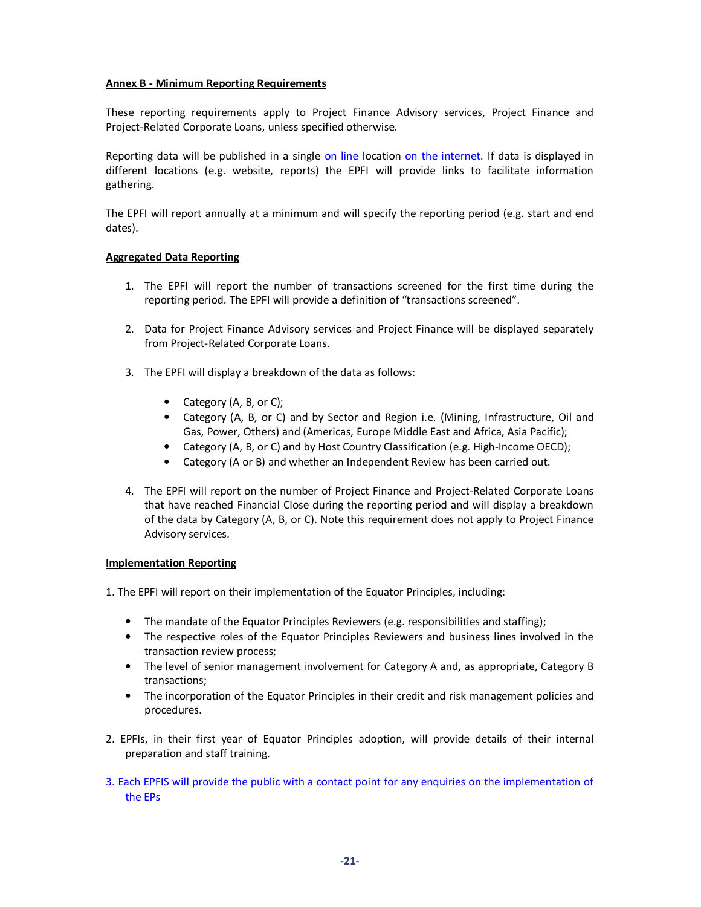**Annex B - Minimum Reporting Requirements**

These reporting requirements apply to Project Finance Advisory services, Project Finance and Project-Related Corporate Loans, unless specified otherwise.

Reporting data will be published in a single on line location on the internet. If data is displayed in different locations (e.g. website, reports) the EPFI will provide links to facilitate information gathering.

The EPFI will report annually at a minimum and will specify the reporting period (e.g. start and end dates).

**Aggregated Data Reporting**

1. The EPFI will report the number of transactions screened for the first time during the reporting period. The EPFI will provide a definition of "transactions screened".

2. Data for Project Finance Advisory services and Project Finance will be displayed separately from Project-Related Corporate Loans.

3. The EPFI will display a breakdown of the data as follows:

   - Category (A, B, or C);
   - Category (A, B, or C) and by Sector and Region i.e. (Mining, Infrastructure, Oil and Gas, Power, Others) and (Americas, Europe Middle East and Africa, Asia Pacific);
   - Category (A, B, or C) and by Host Country Classification (e.g. High-Income OECD);
   - Category (A or B) and whether an Independent Review has been carried out.

4. The EPFI will report on the number of Project Finance and Project-Related Corporate Loans that have reached Financial Close during the reporting period and will display a breakdown of the data by Category (A, B, or C). Note this requirement does not apply to Project Finance Advisory services.

**Implementation Reporting**

1. The EPFI will report on their implementation of the Equator Principles, including:

   - The mandate of the Equator Principles Reviewers (e.g. responsibilities and staffing);
   - The respective roles of the Equator Principles Reviewers and business lines involved in the transaction review process;
   - The level of senior management involvement for Category A and, as appropriate, Category B transactions;
   - The incorporation of the Equator Principles in their credit and risk management policies and procedures.

2. EPFIs, in their first year of Equator Principles adoption, will provide details of their internal preparation and staff training.

3. Each EPFIS will provide the public with a contact point for any enquiries on the implementation of the EPs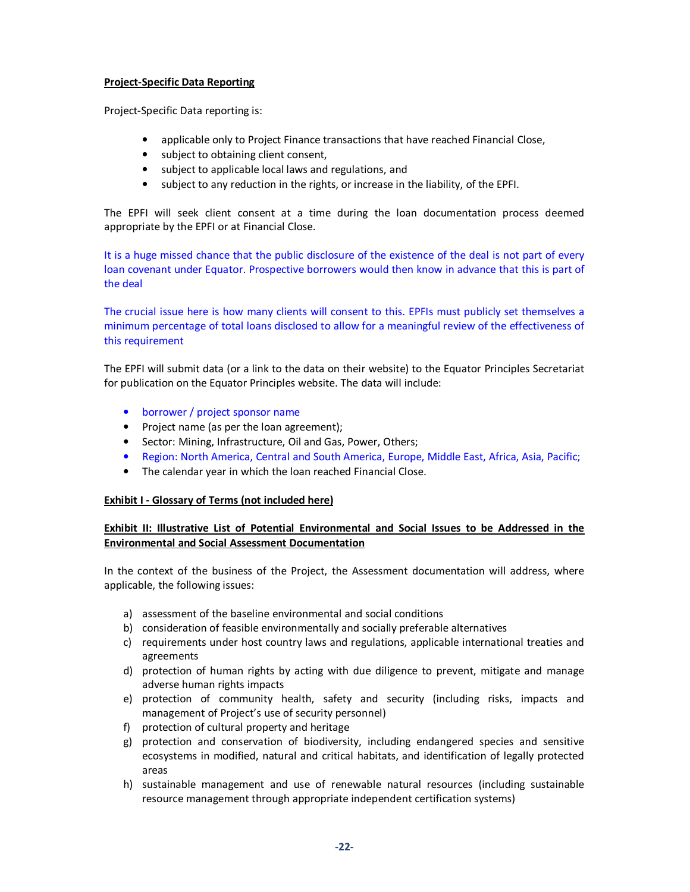**Project-Specific Data Reporting**

Project-Specific Data reporting is:

- applicable only to Project Finance transactions that have reached Financial Close,
- subject to obtaining client consent,
- subject to applicable local laws and regulations, and
- subject to any reduction in the rights, or increase in the liability, of the EPFI.

The EPFI will seek client consent at a time during the loan documentation process deemed appropriate by the EPFI or at Financial Close.

It is a huge missed chance that the public disclosure of the existence of the deal is not part of every loan covenant under Equator. Prospective borrowers would then know in advance that this is part of the deal

The crucial issue here is how many clients will consent to this. EPFIs must publicly set themselves a minimum percentage of total loans disclosed to allow for a meaningful review of the effectiveness of this requirement

The EPFI will submit data (or a link to the data on their website) to the Equator Principles Secretariat for publication on the Equator Principles website. The data will include:

- borrower / project sponsor name
- Project name (as per the loan agreement);
- Sector: Mining, Infrastructure, Oil and Gas, Power, Others;
- Region: North America, Central and South America, Europe, Middle East, Africa, Asia, Pacific;
- The calendar year in which the loan reached Financial Close.

**Exhibit I - Glossary of Terms (not included here)**

**Exhibit II: Illustrative List of Potential Environmental and Social Issues to be Addressed in the Environmental and Social Assessment Documentation**

In the context of the business of the Project, the Assessment documentation will address, where applicable, the following issues:

a) assessment of the baseline environmental and social conditions
b) consideration of feasible environmentally and socially preferable alternatives
c) requirements under host country laws and regulations, applicable international treaties and agreements
d) protection of human rights by acting with due diligence to prevent, mitigate and manage adverse human rights impacts
e) protection of community health, safety and security (including risks, impacts and management of Project's use of security personnel)
f) protection of cultural property and heritage
g) protection and conservation of biodiversity, including endangered species and sensitive ecosystems in modified, natural and critical habitats, and identification of legally protected areas
h) sustainable management and use of renewable natural resources (including sustainable resource management through appropriate independent certification systems)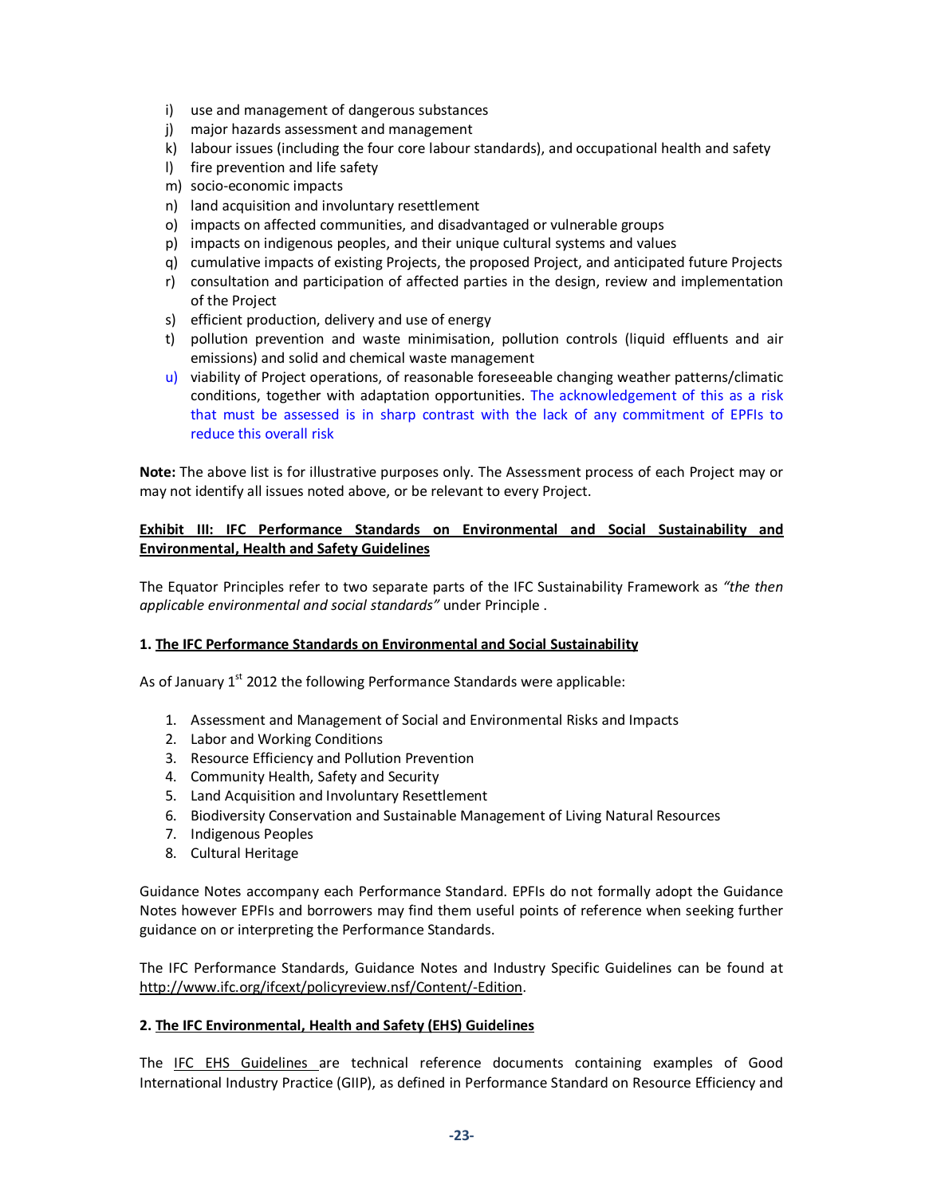i) use and management of dangerous substances
j) major hazards assessment and management
k) labour issues (including the four core labour standards), and occupational health and safety
l) fire prevention and life safety
m) socio-economic impacts
n) land acquisition and involuntary resettlement
o) impacts on affected communities, and disadvantaged or vulnerable groups
p) impacts on indigenous peoples, and their unique cultural systems and values
q) cumulative impacts of existing Projects, the proposed Project, and anticipated future Projects
r) consultation and participation of affected parties in the design, review and implementation of the Project
s) efficient production, delivery and use of energy
t) pollution prevention and waste minimisation, pollution controls (liquid effluents and air emissions) and solid and chemical waste management
u) viability of Project operations, of reasonable foreseeable changing weather patterns/climatic conditions, together with adaptation opportunities. The acknowledgement of this as a risk that must be assessed is in sharp contrast with the lack of any commitment of EPFIs to reduce this overall risk

**Note:** The above list is for illustrative purposes only. The Assessment process of each Project may or may not identify all issues noted above, or be relevant to every Project.

**Exhibit III: IFC Performance Standards on Environmental and Social Sustainability and Environmental, Health and Safety Guidelines**

The Equator Principles refer to two separate parts of the IFC Sustainability Framework as *"the then applicable environmental and social standards"* under Principle .

**1. The IFC Performance Standards on Environmental and Social Sustainability**

As of January 1st 2012 the following Performance Standards were applicable:

1. Assessment and Management of Social and Environmental Risks and Impacts
2. Labor and Working Conditions
3. Resource Efficiency and Pollution Prevention
4. Community Health, Safety and Security
5. Land Acquisition and Involuntary Resettlement
6. Biodiversity Conservation and Sustainable Management of Living Natural Resources
7. Indigenous Peoples
8. Cultural Heritage

Guidance Notes accompany each Performance Standard. EPFIs do not formally adopt the Guidance Notes however EPFIs and borrowers may find them useful points of reference when seeking further guidance on or interpreting the Performance Standards.

The IFC Performance Standards, Guidance Notes and Industry Specific Guidelines can be found at http://www.ifc.org/ifcext/policyreview.nsf/Content/-Edition.

**2. The IFC Environmental, Health and Safety (EHS) Guidelines**

The IFC EHS Guidelines are technical reference documents containing examples of Good International Industry Practice (GIIP), as defined in Performance Standard on Resource Efficiency and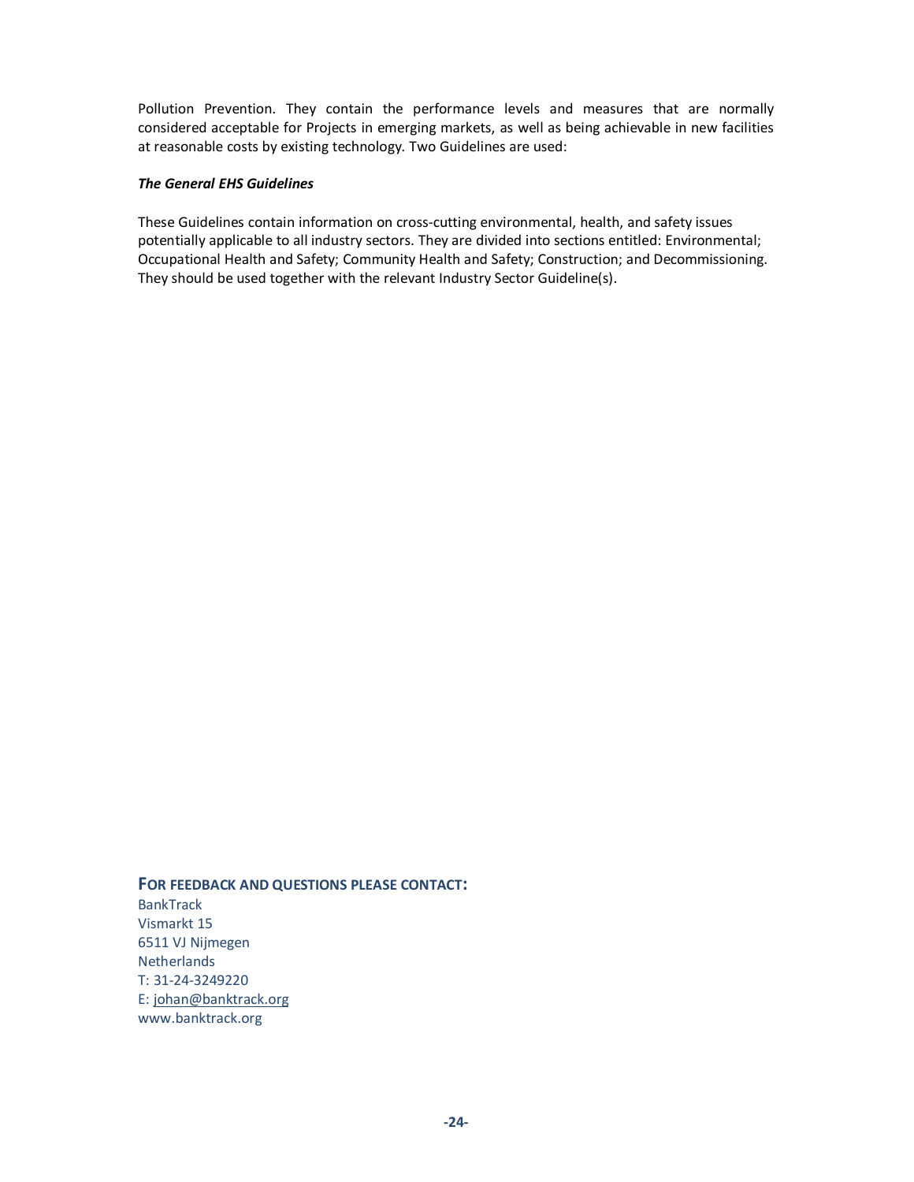Pollution Prevention. They contain the performance levels and measures that are normally considered acceptable for Projects in emerging markets, as well as being achievable in new facilities at reasonable costs by existing technology. Two Guidelines are used:

***The General EHS Guidelines***

These Guidelines contain information on cross-cutting environmental, health, and safety issues potentially applicable to all industry sectors. They are divided into sections entitled: Environmental; Occupational Health and Safety; Community Health and Safety; Construction; and Decommissioning. They should be used together with the relevant Industry Sector Guideline(s).

**FOR FEEDBACK AND QUESTIONS PLEASE CONTACT:**

BankTrack  
Vismarkt 15  
6511 VJ Nijmegen  
Netherlands  
T: 31-24-3249220  
E: johan@banktrack.org  
www.banktrack.org